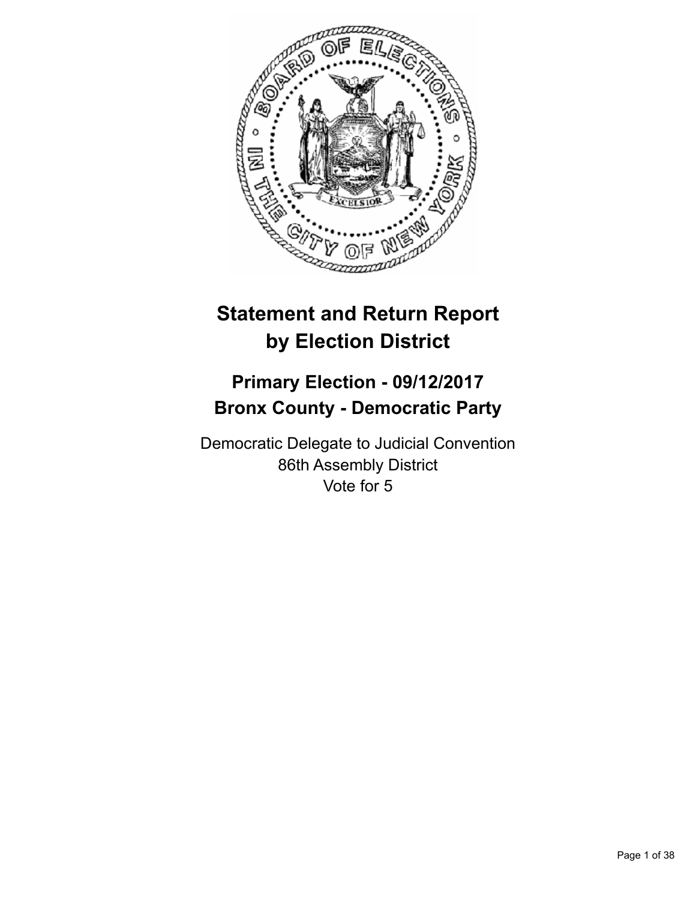# Statement and Return Report by Election District

## Primary Election - 09/12/2017
## Bronx County - Democratic Party

Democratic Delegate to Judicial Convention
86th Assembly District
Vote for 5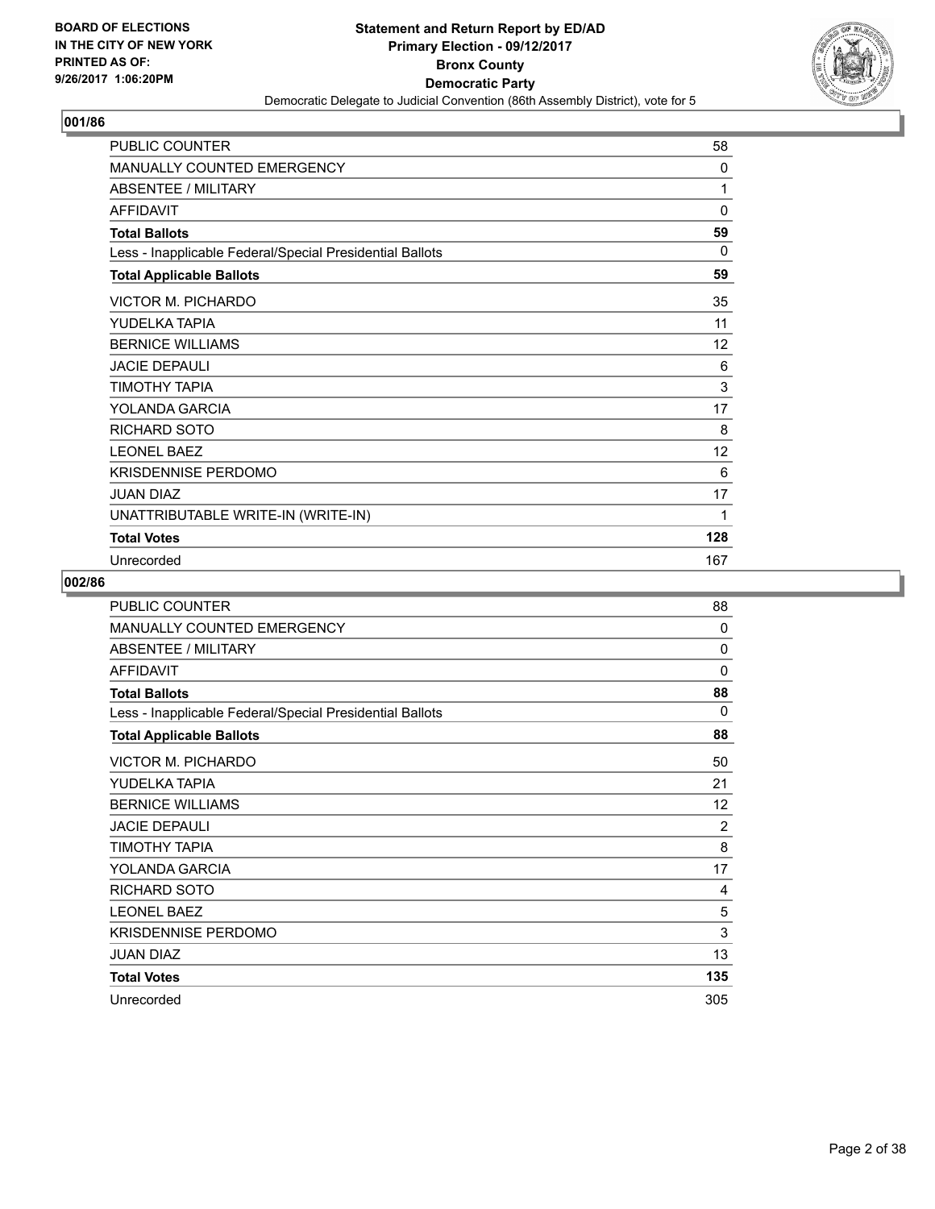BOARD OF ELECTIONS
IN THE CITY OF NEW YORK
PRINTED AS OF:
9/26/2017 1:06:20PM

**Statement and Return Report by ED/AD**
**Primary Election - 09/12/2017**
**Bronx County**
**Democratic Party**
Democratic Delegate to Judicial Convention (86th Assembly District), vote for 5

## 001/86

| | |
|---|---|
| PUBLIC COUNTER | 58 |
| MANUALLY COUNTED EMERGENCY | 0 |
| ABSENTEE / MILITARY | 1 |
| AFFIDAVIT | 0 |
| **Total Ballots** | **59** |
| Less - Inapplicable Federal/Special Presidential Ballots | 0 |
| **Total Applicable Ballots** | **59** |
| VICTOR M. PICHARDO | 35 |
| YUDELKA TAPIA | 11 |
| BERNICE WILLIAMS | 12 |
| JACIE DEPAULI | 6 |
| TIMOTHY TAPIA | 3 |
| YOLANDA GARCIA | 17 |
| RICHARD SOTO | 8 |
| LEONEL BAEZ | 12 |
| KRISDENNISE PERDOMO | 6 |
| JUAN DIAZ | 17 |
| UNATTRIBUTABLE WRITE-IN (WRITE-IN) | 1 |
| **Total Votes** | **128** |
| Unrecorded | 167 |

## 002/86

| | |
|---|---|
| PUBLIC COUNTER | 88 |
| MANUALLY COUNTED EMERGENCY | 0 |
| ABSENTEE / MILITARY | 0 |
| AFFIDAVIT | 0 |
| **Total Ballots** | **88** |
| Less - Inapplicable Federal/Special Presidential Ballots | 0 |
| **Total Applicable Ballots** | **88** |
| VICTOR M. PICHARDO | 50 |
| YUDELKA TAPIA | 21 |
| BERNICE WILLIAMS | 12 |
| JACIE DEPAULI | 2 |
| TIMOTHY TAPIA | 8 |
| YOLANDA GARCIA | 17 |
| RICHARD SOTO | 4 |
| LEONEL BAEZ | 5 |
| KRISDENNISE PERDOMO | 3 |
| JUAN DIAZ | 13 |
| **Total Votes** | **135** |
| Unrecorded | 305 |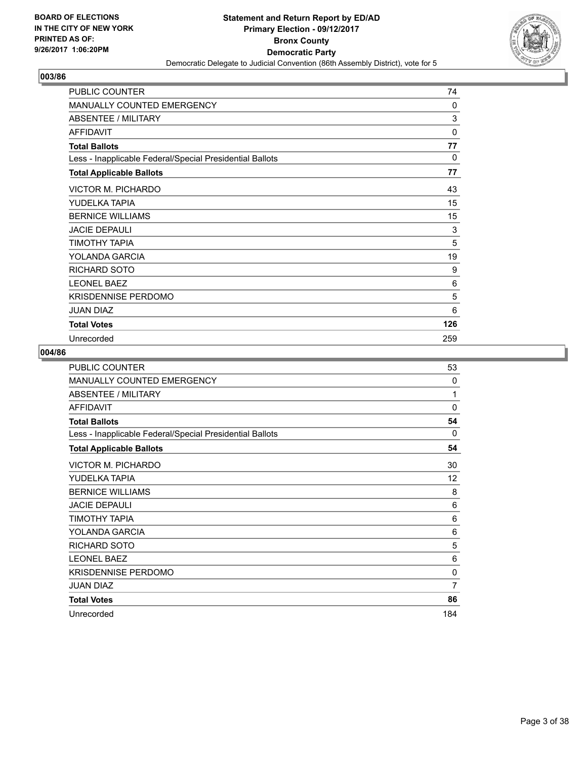BOARD OF ELECTIONS
IN THE CITY OF NEW YORK
PRINTED AS OF:
9/26/2017 1:06:20PM

**Statement and Return Report by ED/AD**
**Primary Election - 09/12/2017**
**Bronx County**
**Democratic Party**
Democratic Delegate to Judicial Convention (86th Assembly District), vote for 5

## 003/86

| | |
|---|---|
| PUBLIC COUNTER | 74 |
| MANUALLY COUNTED EMERGENCY | 0 |
| ABSENTEE / MILITARY | 3 |
| AFFIDAVIT | 0 |
| **Total Ballots** | **77** |
| Less - Inapplicable Federal/Special Presidential Ballots | 0 |
| **Total Applicable Ballots** | **77** |
| VICTOR M. PICHARDO | 43 |
| YUDELKA TAPIA | 15 |
| BERNICE WILLIAMS | 15 |
| JACIE DEPAULI | 3 |
| TIMOTHY TAPIA | 5 |
| YOLANDA GARCIA | 19 |
| RICHARD SOTO | 9 |
| LEONEL BAEZ | 6 |
| KRISDENNISE PERDOMO | 5 |
| JUAN DIAZ | 6 |
| **Total Votes** | **126** |
| Unrecorded | 259 |

## 004/86

| | |
|---|---|
| PUBLIC COUNTER | 53 |
| MANUALLY COUNTED EMERGENCY | 0 |
| ABSENTEE / MILITARY | 1 |
| AFFIDAVIT | 0 |
| **Total Ballots** | **54** |
| Less - Inapplicable Federal/Special Presidential Ballots | 0 |
| **Total Applicable Ballots** | **54** |
| VICTOR M. PICHARDO | 30 |
| YUDELKA TAPIA | 12 |
| BERNICE WILLIAMS | 8 |
| JACIE DEPAULI | 6 |
| TIMOTHY TAPIA | 6 |
| YOLANDA GARCIA | 6 |
| RICHARD SOTO | 5 |
| LEONEL BAEZ | 6 |
| KRISDENNISE PERDOMO | 0 |
| JUAN DIAZ | 7 |
| **Total Votes** | **86** |
| Unrecorded | 184 |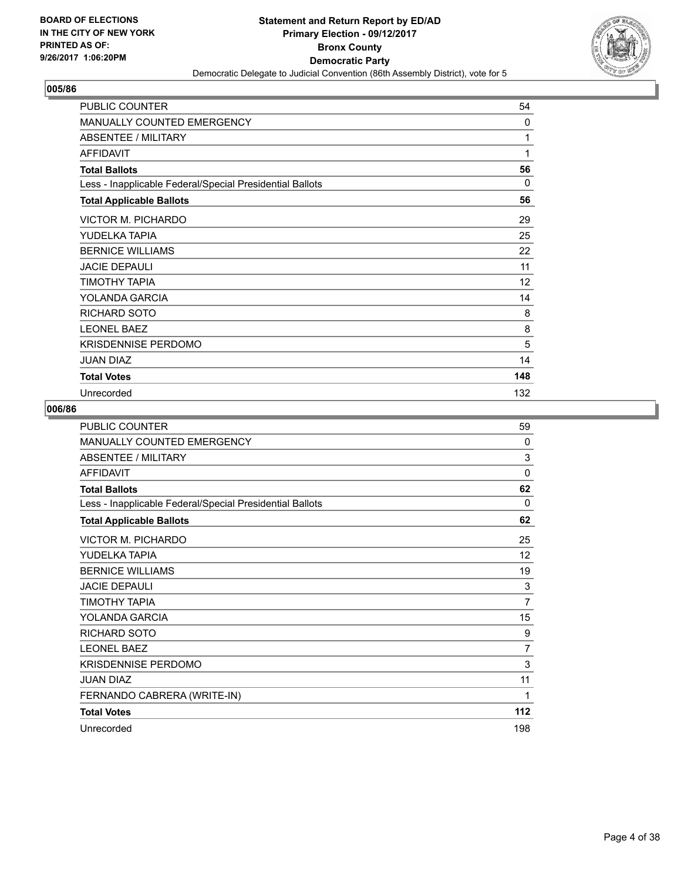**BOARD OF ELECTIONS IN THE CITY OF NEW YORK PRINTED AS OF: 9/26/2017 1:06:20PM**

**Statement and Return Report by ED/AD**
**Primary Election - 09/12/2017**
**Bronx County**
**Democratic Party**
Democratic Delegate to Judicial Convention (86th Assembly District), vote for 5

## 005/86

| | |
|---|---|
| PUBLIC COUNTER | 54 |
| MANUALLY COUNTED EMERGENCY | 0 |
| ABSENTEE / MILITARY | 1 |
| AFFIDAVIT | 1 |
| **Total Ballots** | **56** |
| Less - Inapplicable Federal/Special Presidential Ballots | 0 |
| **Total Applicable Ballots** | **56** |
| VICTOR M. PICHARDO | 29 |
| YUDELKA TAPIA | 25 |
| BERNICE WILLIAMS | 22 |
| JACIE DEPAULI | 11 |
| TIMOTHY TAPIA | 12 |
| YOLANDA GARCIA | 14 |
| RICHARD SOTO | 8 |
| LEONEL BAEZ | 8 |
| KRISDENNISE PERDOMO | 5 |
| JUAN DIAZ | 14 |
| **Total Votes** | **148** |
| Unrecorded | 132 |

## 006/86

| | |
|---|---|
| PUBLIC COUNTER | 59 |
| MANUALLY COUNTED EMERGENCY | 0 |
| ABSENTEE / MILITARY | 3 |
| AFFIDAVIT | 0 |
| **Total Ballots** | **62** |
| Less - Inapplicable Federal/Special Presidential Ballots | 0 |
| **Total Applicable Ballots** | **62** |
| VICTOR M. PICHARDO | 25 |
| YUDELKA TAPIA | 12 |
| BERNICE WILLIAMS | 19 |
| JACIE DEPAULI | 3 |
| TIMOTHY TAPIA | 7 |
| YOLANDA GARCIA | 15 |
| RICHARD SOTO | 9 |
| LEONEL BAEZ | 7 |
| KRISDENNISE PERDOMO | 3 |
| JUAN DIAZ | 11 |
| FERNANDO CABRERA (WRITE-IN) | 1 |
| **Total Votes** | **112** |
| Unrecorded | 198 |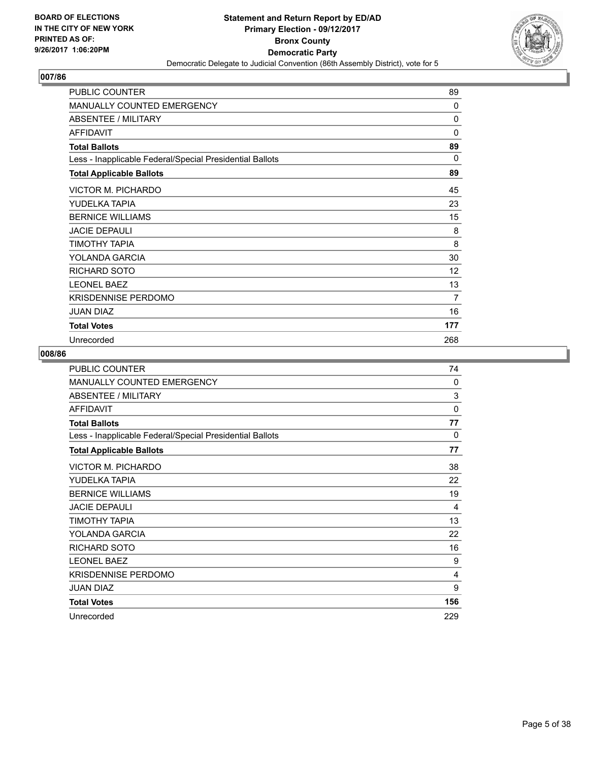**BOARD OF ELECTIONS IN THE CITY OF NEW YORK PRINTED AS OF: 9/26/2017 1:06:20PM**

# Statement and Return Report by ED/AD
## Primary Election - 09/12/2017
## Bronx County
## Democratic Party
### Democratic Delegate to Judicial Convention (86th Assembly District), vote for 5

### 007/86

| | |
|---|---|
| PUBLIC COUNTER | 89 |
| MANUALLY COUNTED EMERGENCY | 0 |
| ABSENTEE / MILITARY | 0 |
| AFFIDAVIT | 0 |
| **Total Ballots** | **89** |
| Less - Inapplicable Federal/Special Presidential Ballots | 0 |
| **Total Applicable Ballots** | **89** |
| VICTOR M. PICHARDO | 45 |
| YUDELKA TAPIA | 23 |
| BERNICE WILLIAMS | 15 |
| JACIE DEPAULI | 8 |
| TIMOTHY TAPIA | 8 |
| YOLANDA GARCIA | 30 |
| RICHARD SOTO | 12 |
| LEONEL BAEZ | 13 |
| KRISDENNISE PERDOMO | 7 |
| JUAN DIAZ | 16 |
| **Total Votes** | **177** |
| Unrecorded | 268 |

### 008/86

| | |
|---|---|
| PUBLIC COUNTER | 74 |
| MANUALLY COUNTED EMERGENCY | 0 |
| ABSENTEE / MILITARY | 3 |
| AFFIDAVIT | 0 |
| **Total Ballots** | **77** |
| Less - Inapplicable Federal/Special Presidential Ballots | 0 |
| **Total Applicable Ballots** | **77** |
| VICTOR M. PICHARDO | 38 |
| YUDELKA TAPIA | 22 |
| BERNICE WILLIAMS | 19 |
| JACIE DEPAULI | 4 |
| TIMOTHY TAPIA | 13 |
| YOLANDA GARCIA | 22 |
| RICHARD SOTO | 16 |
| LEONEL BAEZ | 9 |
| KRISDENNISE PERDOMO | 4 |
| JUAN DIAZ | 9 |
| **Total Votes** | **156** |
| Unrecorded | 229 |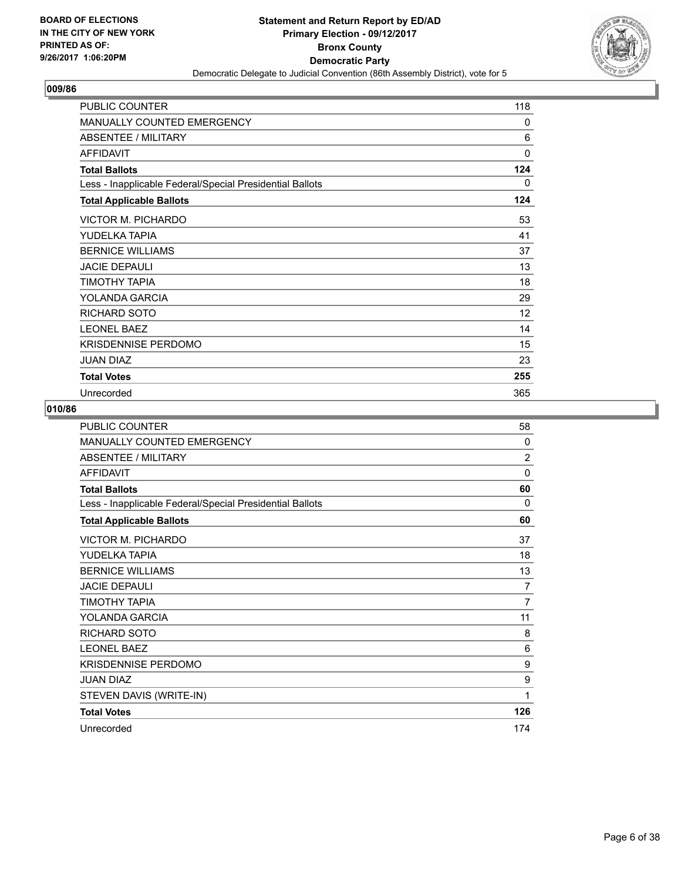BOARD OF ELECTIONS
IN THE CITY OF NEW YORK
PRINTED AS OF:
9/26/2017 1:06:20PM

**Statement and Return Report by ED/AD**
**Primary Election - 09/12/2017**
**Bronx County**
**Democratic Party**
Democratic Delegate to Judicial Convention (86th Assembly District), vote for 5

## 009/86

| | |
|---|---|
| PUBLIC COUNTER | 118 |
| MANUALLY COUNTED EMERGENCY | 0 |
| ABSENTEE / MILITARY | 6 |
| AFFIDAVIT | 0 |
| **Total Ballots** | **124** |
| Less - Inapplicable Federal/Special Presidential Ballots | 0 |
| **Total Applicable Ballots** | **124** |
| VICTOR M. PICHARDO | 53 |
| YUDELKA TAPIA | 41 |
| BERNICE WILLIAMS | 37 |
| JACIE DEPAULI | 13 |
| TIMOTHY TAPIA | 18 |
| YOLANDA GARCIA | 29 |
| RICHARD SOTO | 12 |
| LEONEL BAEZ | 14 |
| KRISDENNISE PERDOMO | 15 |
| JUAN DIAZ | 23 |
| **Total Votes** | **255** |
| Unrecorded | 365 |

## 010/86

| | |
|---|---|
| PUBLIC COUNTER | 58 |
| MANUALLY COUNTED EMERGENCY | 0 |
| ABSENTEE / MILITARY | 2 |
| AFFIDAVIT | 0 |
| **Total Ballots** | **60** |
| Less - Inapplicable Federal/Special Presidential Ballots | 0 |
| **Total Applicable Ballots** | **60** |
| VICTOR M. PICHARDO | 37 |
| YUDELKA TAPIA | 18 |
| BERNICE WILLIAMS | 13 |
| JACIE DEPAULI | 7 |
| TIMOTHY TAPIA | 7 |
| YOLANDA GARCIA | 11 |
| RICHARD SOTO | 8 |
| LEONEL BAEZ | 6 |
| KRISDENNISE PERDOMO | 9 |
| JUAN DIAZ | 9 |
| STEVEN DAVIS (WRITE-IN) | 1 |
| **Total Votes** | **126** |
| Unrecorded | 174 |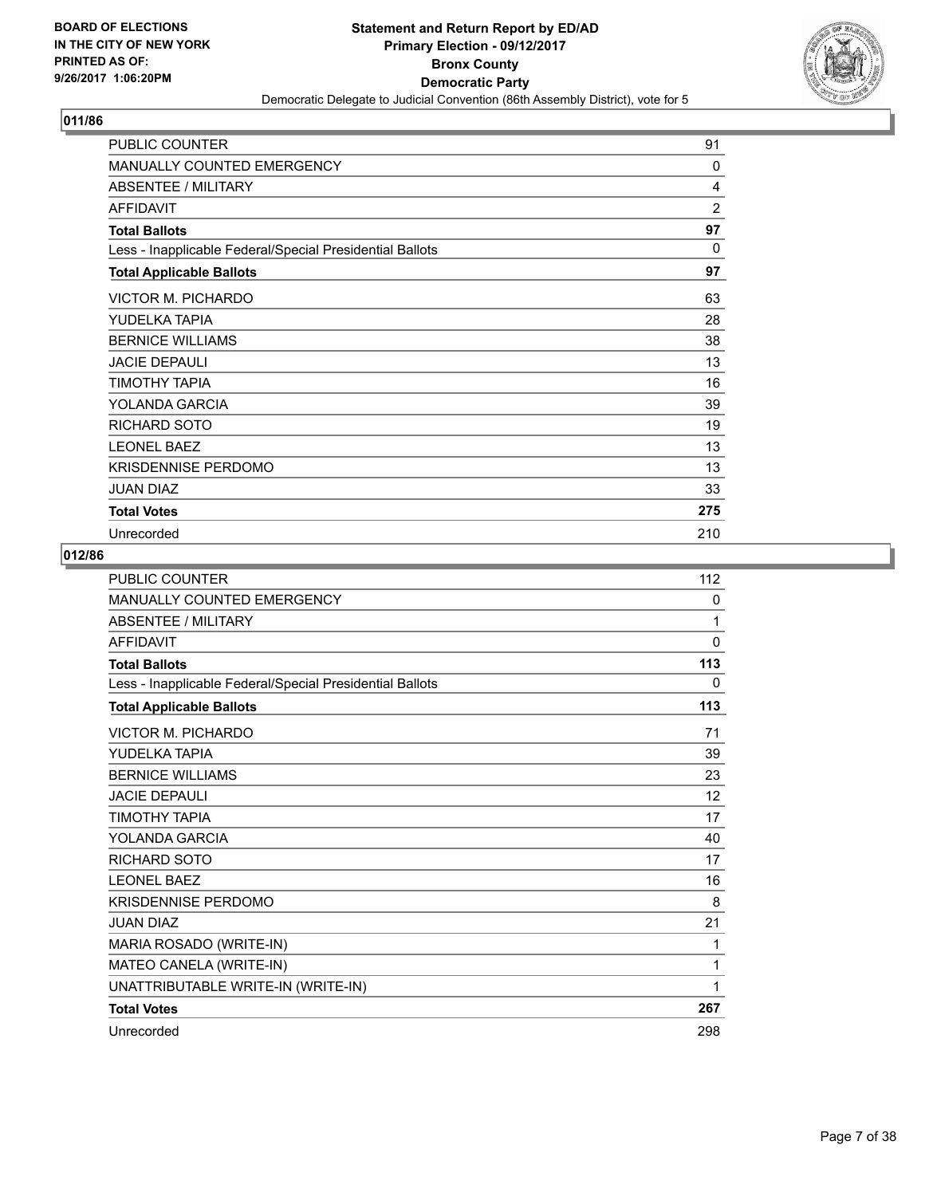**BOARD OF ELECTIONS IN THE CITY OF NEW YORK PRINTED AS OF: 9/26/2017 1:06:20PM**

**Statement and Return Report by ED/AD Primary Election - 09/12/2017 Bronx County Democratic Party**

Democratic Delegate to Judicial Convention (86th Assembly District), vote for 5

## 011/86

| | |
|---|---|
| PUBLIC COUNTER | 91 |
| MANUALLY COUNTED EMERGENCY | 0 |
| ABSENTEE / MILITARY | 4 |
| AFFIDAVIT | 2 |
| **Total Ballots** | **97** |
| Less - Inapplicable Federal/Special Presidential Ballots | 0 |
| **Total Applicable Ballots** | **97** |
| VICTOR M. PICHARDO | 63 |
| YUDELKA TAPIA | 28 |
| BERNICE WILLIAMS | 38 |
| JACIE DEPAULI | 13 |
| TIMOTHY TAPIA | 16 |
| YOLANDA GARCIA | 39 |
| RICHARD SOTO | 19 |
| LEONEL BAEZ | 13 |
| KRISDENNISE PERDOMO | 13 |
| JUAN DIAZ | 33 |
| **Total Votes** | **275** |
| Unrecorded | 210 |

## 012/86

| | |
|---|---|
| PUBLIC COUNTER | 112 |
| MANUALLY COUNTED EMERGENCY | 0 |
| ABSENTEE / MILITARY | 1 |
| AFFIDAVIT | 0 |
| **Total Ballots** | **113** |
| Less - Inapplicable Federal/Special Presidential Ballots | 0 |
| **Total Applicable Ballots** | **113** |
| VICTOR M. PICHARDO | 71 |
| YUDELKA TAPIA | 39 |
| BERNICE WILLIAMS | 23 |
| JACIE DEPAULI | 12 |
| TIMOTHY TAPIA | 17 |
| YOLANDA GARCIA | 40 |
| RICHARD SOTO | 17 |
| LEONEL BAEZ | 16 |
| KRISDENNISE PERDOMO | 8 |
| JUAN DIAZ | 21 |
| MARIA ROSADO (WRITE-IN) | 1 |
| MATEO CANELA (WRITE-IN) | 1 |
| UNATTRIBUTABLE WRITE-IN (WRITE-IN) | 1 |
| **Total Votes** | **267** |
| Unrecorded | 298 |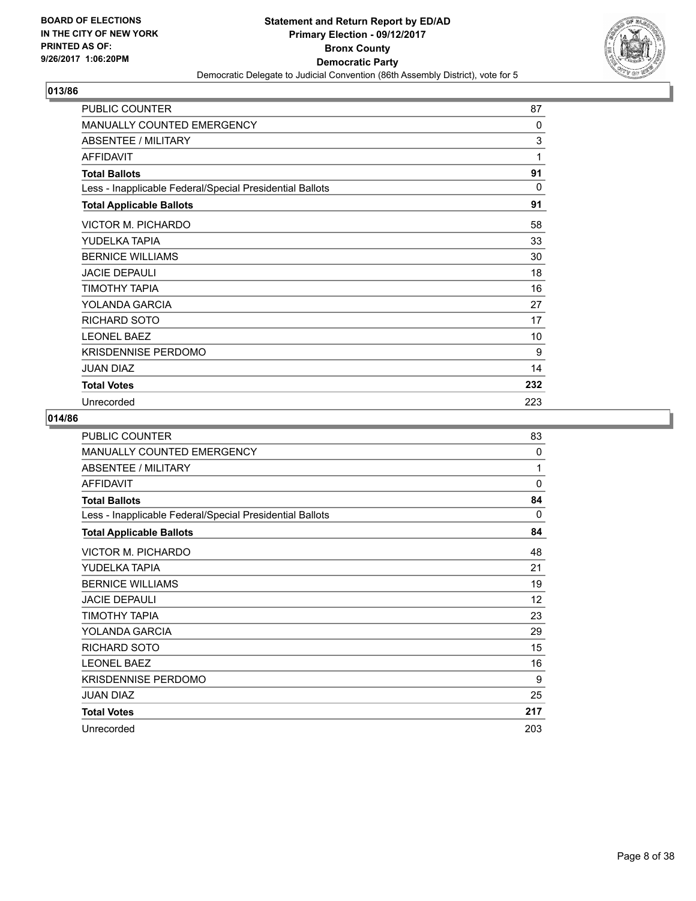BOARD OF ELECTIONS
IN THE CITY OF NEW YORK
PRINTED AS OF:
9/26/2017 1:06:20PM

**Statement and Return Report by ED/AD**
**Primary Election - 09/12/2017**
**Bronx County**
**Democratic Party**
Democratic Delegate to Judicial Convention (86th Assembly District), vote for 5

## 013/86

| | |
|---|---|
| PUBLIC COUNTER | 87 |
| MANUALLY COUNTED EMERGENCY | 0 |
| ABSENTEE / MILITARY | 3 |
| AFFIDAVIT | 1 |
| **Total Ballots** | **91** |
| Less - Inapplicable Federal/Special Presidential Ballots | 0 |
| **Total Applicable Ballots** | **91** |
| VICTOR M. PICHARDO | 58 |
| YUDELKA TAPIA | 33 |
| BERNICE WILLIAMS | 30 |
| JACIE DEPAULI | 18 |
| TIMOTHY TAPIA | 16 |
| YOLANDA GARCIA | 27 |
| RICHARD SOTO | 17 |
| LEONEL BAEZ | 10 |
| KRISDENNISE PERDOMO | 9 |
| JUAN DIAZ | 14 |
| **Total Votes** | **232** |
| Unrecorded | 223 |

## 014/86

| | |
|---|---|
| PUBLIC COUNTER | 83 |
| MANUALLY COUNTED EMERGENCY | 0 |
| ABSENTEE / MILITARY | 1 |
| AFFIDAVIT | 0 |
| **Total Ballots** | **84** |
| Less - Inapplicable Federal/Special Presidential Ballots | 0 |
| **Total Applicable Ballots** | **84** |
| VICTOR M. PICHARDO | 48 |
| YUDELKA TAPIA | 21 |
| BERNICE WILLIAMS | 19 |
| JACIE DEPAULI | 12 |
| TIMOTHY TAPIA | 23 |
| YOLANDA GARCIA | 29 |
| RICHARD SOTO | 15 |
| LEONEL BAEZ | 16 |
| KRISDENNISE PERDOMO | 9 |
| JUAN DIAZ | 25 |
| **Total Votes** | **217** |
| Unrecorded | 203 |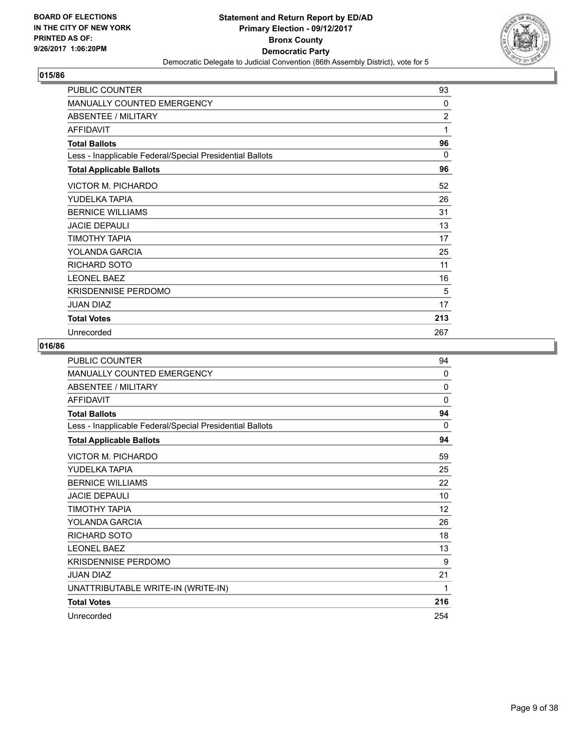BOARD OF ELECTIONS
IN THE CITY OF NEW YORK
PRINTED AS OF:
9/26/2017 1:06:20PM

**Statement and Return Report by ED/AD**
**Primary Election - 09/12/2017**
**Bronx County**
**Democratic Party**
Democratic Delegate to Judicial Convention (86th Assembly District), vote for 5

## 015/86

| | |
|---|---|
| PUBLIC COUNTER | 93 |
| MANUALLY COUNTED EMERGENCY | 0 |
| ABSENTEE / MILITARY | 2 |
| AFFIDAVIT | 1 |
| **Total Ballots** | **96** |
| Less - Inapplicable Federal/Special Presidential Ballots | 0 |
| **Total Applicable Ballots** | **96** |
| VICTOR M. PICHARDO | 52 |
| YUDELKA TAPIA | 26 |
| BERNICE WILLIAMS | 31 |
| JACIE DEPAULI | 13 |
| TIMOTHY TAPIA | 17 |
| YOLANDA GARCIA | 25 |
| RICHARD SOTO | 11 |
| LEONEL BAEZ | 16 |
| KRISDENNISE PERDOMO | 5 |
| JUAN DIAZ | 17 |
| **Total Votes** | **213** |
| Unrecorded | 267 |

## 016/86

| | |
|---|---|
| PUBLIC COUNTER | 94 |
| MANUALLY COUNTED EMERGENCY | 0 |
| ABSENTEE / MILITARY | 0 |
| AFFIDAVIT | 0 |
| **Total Ballots** | **94** |
| Less - Inapplicable Federal/Special Presidential Ballots | 0 |
| **Total Applicable Ballots** | **94** |
| VICTOR M. PICHARDO | 59 |
| YUDELKA TAPIA | 25 |
| BERNICE WILLIAMS | 22 |
| JACIE DEPAULI | 10 |
| TIMOTHY TAPIA | 12 |
| YOLANDA GARCIA | 26 |
| RICHARD SOTO | 18 |
| LEONEL BAEZ | 13 |
| KRISDENNISE PERDOMO | 9 |
| JUAN DIAZ | 21 |
| UNATTRIBUTABLE WRITE-IN (WRITE-IN) | 1 |
| **Total Votes** | **216** |
| Unrecorded | 254 |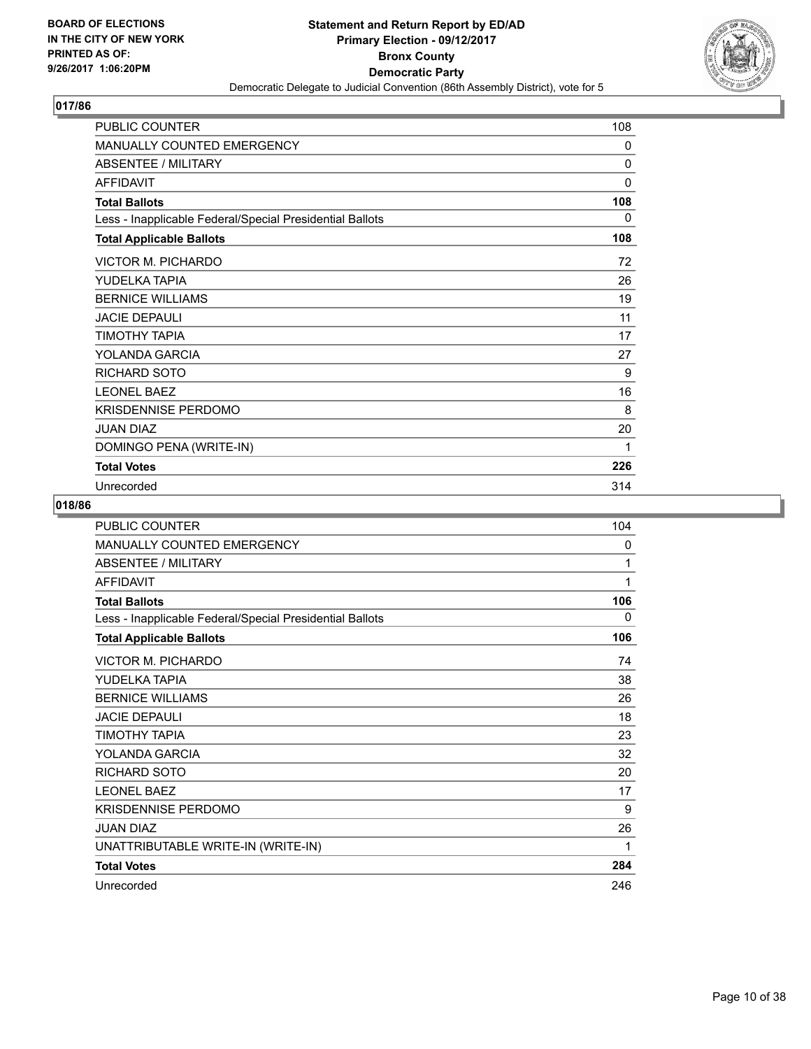**BOARD OF ELECTIONS IN THE CITY OF NEW YORK PRINTED AS OF: 9/26/2017 1:06:20PM**

**Statement and Return Report by ED/AD**
**Primary Election - 09/12/2017**
**Bronx County**
**Democratic Party**
Democratic Delegate to Judicial Convention (86th Assembly District), vote for 5

## 017/86

| | |
|---|---|
| PUBLIC COUNTER | 108 |
| MANUALLY COUNTED EMERGENCY | 0 |
| ABSENTEE / MILITARY | 0 |
| AFFIDAVIT | 0 |
| **Total Ballots** | **108** |
| Less - Inapplicable Federal/Special Presidential Ballots | 0 |
| **Total Applicable Ballots** | **108** |
| VICTOR M. PICHARDO | 72 |
| YUDELKA TAPIA | 26 |
| BERNICE WILLIAMS | 19 |
| JACIE DEPAULI | 11 |
| TIMOTHY TAPIA | 17 |
| YOLANDA GARCIA | 27 |
| RICHARD SOTO | 9 |
| LEONEL BAEZ | 16 |
| KRISDENNISE PERDOMO | 8 |
| JUAN DIAZ | 20 |
| DOMINGO PENA (WRITE-IN) | 1 |
| **Total Votes** | **226** |
| Unrecorded | 314 |

## 018/86

| | |
|---|---|
| PUBLIC COUNTER | 104 |
| MANUALLY COUNTED EMERGENCY | 0 |
| ABSENTEE / MILITARY | 1 |
| AFFIDAVIT | 1 |
| **Total Ballots** | **106** |
| Less - Inapplicable Federal/Special Presidential Ballots | 0 |
| **Total Applicable Ballots** | **106** |
| VICTOR M. PICHARDO | 74 |
| YUDELKA TAPIA | 38 |
| BERNICE WILLIAMS | 26 |
| JACIE DEPAULI | 18 |
| TIMOTHY TAPIA | 23 |
| YOLANDA GARCIA | 32 |
| RICHARD SOTO | 20 |
| LEONEL BAEZ | 17 |
| KRISDENNISE PERDOMO | 9 |
| JUAN DIAZ | 26 |
| UNATTRIBUTABLE WRITE-IN (WRITE-IN) | 1 |
| **Total Votes** | **284** |
| Unrecorded | 246 |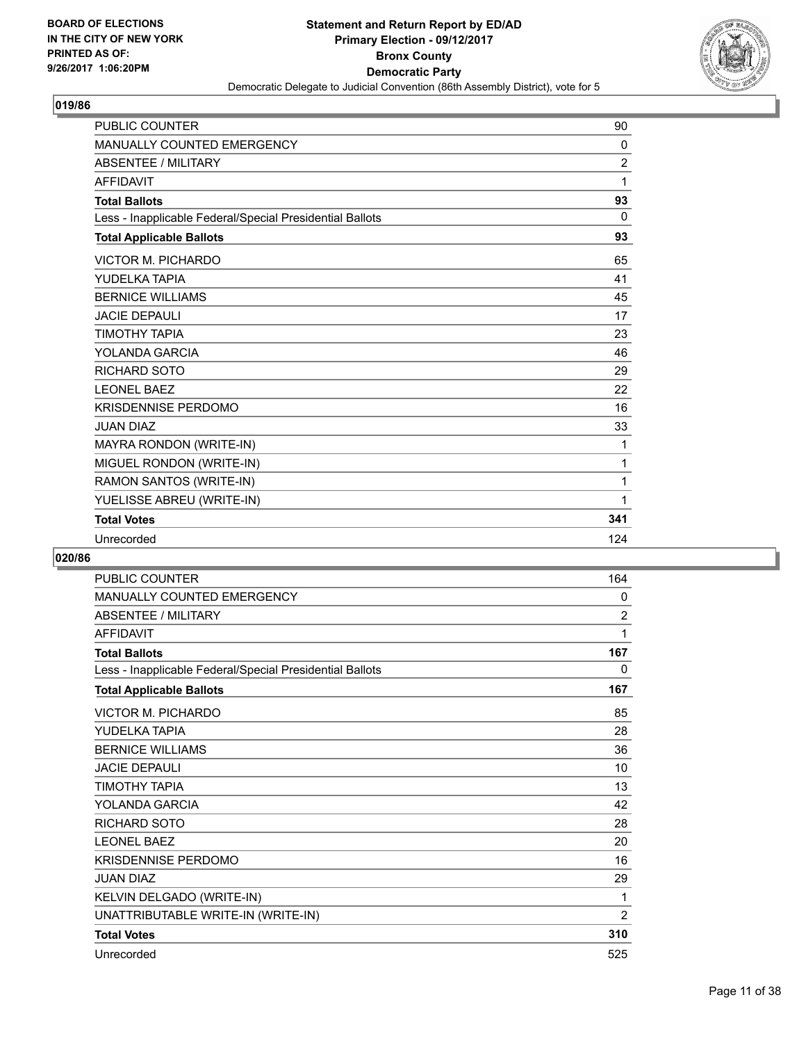BOARD OF ELECTIONS
IN THE CITY OF NEW YORK
PRINTED AS OF:
9/26/2017 1:06:20PM

**Statement and Return Report by ED/AD**
**Primary Election - 09/12/2017**
**Bronx County**
**Democratic Party**
Democratic Delegate to Judicial Convention (86th Assembly District), vote for 5

## 019/86

| | |
|---|---|
| PUBLIC COUNTER | 90 |
| MANUALLY COUNTED EMERGENCY | 0 |
| ABSENTEE / MILITARY | 2 |
| AFFIDAVIT | 1 |
| **Total Ballots** | **93** |
| Less - Inapplicable Federal/Special Presidential Ballots | 0 |
| **Total Applicable Ballots** | **93** |
| VICTOR M. PICHARDO | 65 |
| YUDELKA TAPIA | 41 |
| BERNICE WILLIAMS | 45 |
| JACIE DEPAULI | 17 |
| TIMOTHY TAPIA | 23 |
| YOLANDA GARCIA | 46 |
| RICHARD SOTO | 29 |
| LEONEL BAEZ | 22 |
| KRISDENNISE PERDOMO | 16 |
| JUAN DIAZ | 33 |
| MAYRA RONDON (WRITE-IN) | 1 |
| MIGUEL RONDON (WRITE-IN) | 1 |
| RAMON SANTOS (WRITE-IN) | 1 |
| YUELISSE ABREU (WRITE-IN) | 1 |
| **Total Votes** | **341** |
| Unrecorded | 124 |

## 020/86

| | |
|---|---|
| PUBLIC COUNTER | 164 |
| MANUALLY COUNTED EMERGENCY | 0 |
| ABSENTEE / MILITARY | 2 |
| AFFIDAVIT | 1 |
| **Total Ballots** | **167** |
| Less - Inapplicable Federal/Special Presidential Ballots | 0 |
| **Total Applicable Ballots** | **167** |
| VICTOR M. PICHARDO | 85 |
| YUDELKA TAPIA | 28 |
| BERNICE WILLIAMS | 36 |
| JACIE DEPAULI | 10 |
| TIMOTHY TAPIA | 13 |
| YOLANDA GARCIA | 42 |
| RICHARD SOTO | 28 |
| LEONEL BAEZ | 20 |
| KRISDENNISE PERDOMO | 16 |
| JUAN DIAZ | 29 |
| KELVIN DELGADO (WRITE-IN) | 1 |
| UNATTRIBUTABLE WRITE-IN (WRITE-IN) | 2 |
| **Total Votes** | **310** |
| Unrecorded | 525 |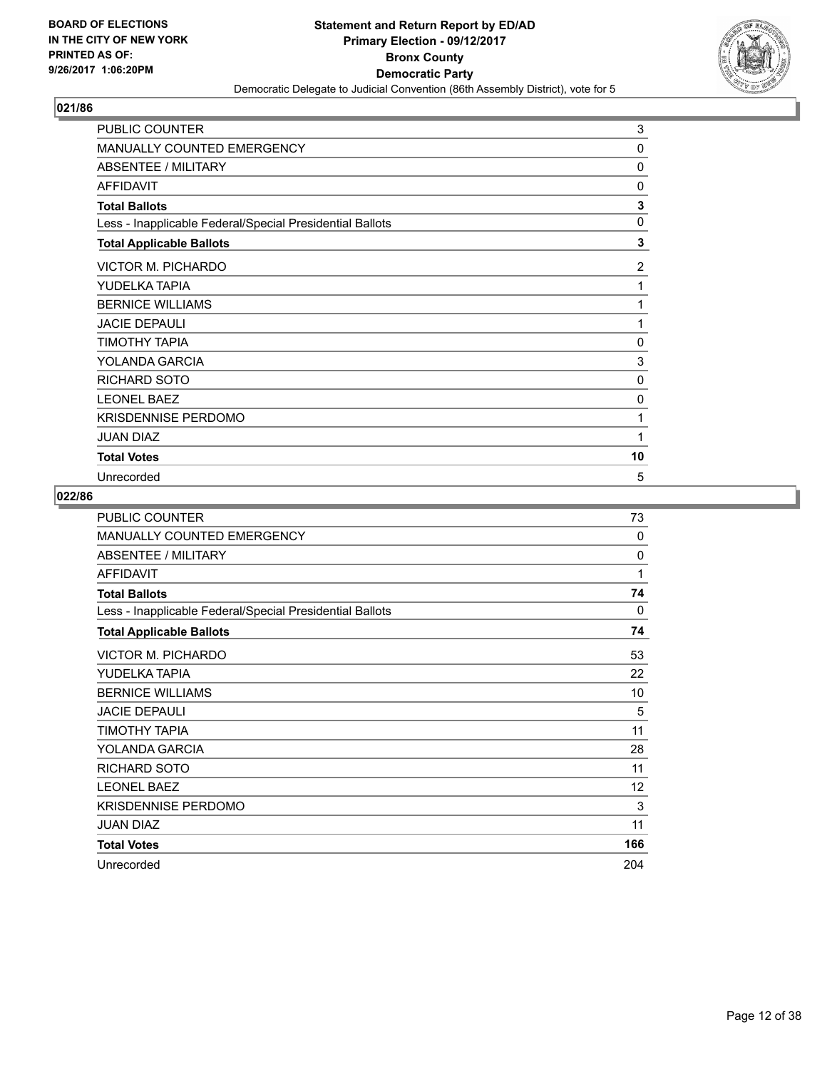**BOARD OF ELECTIONS IN THE CITY OF NEW YORK PRINTED AS OF: 9/26/2017 1:06:20PM**

**Statement and Return Report by ED/AD Primary Election - 09/12/2017 Bronx County Democratic Party**

Democratic Delegate to Judicial Convention (86th Assembly District), vote for 5

## 021/86

| | |
|---|---|
| PUBLIC COUNTER | 3 |
| MANUALLY COUNTED EMERGENCY | 0 |
| ABSENTEE / MILITARY | 0 |
| AFFIDAVIT | 0 |
| **Total Ballots** | **3** |
| Less - Inapplicable Federal/Special Presidential Ballots | 0 |
| **Total Applicable Ballots** | **3** |
| VICTOR M. PICHARDO | 2 |
| YUDELKA TAPIA | 1 |
| BERNICE WILLIAMS | 1 |
| JACIE DEPAULI | 1 |
| TIMOTHY TAPIA | 0 |
| YOLANDA GARCIA | 3 |
| RICHARD SOTO | 0 |
| LEONEL BAEZ | 0 |
| KRISDENNISE PERDOMO | 1 |
| JUAN DIAZ | 1 |
| **Total Votes** | **10** |
| Unrecorded | 5 |

## 022/86

| | |
|---|---|
| PUBLIC COUNTER | 73 |
| MANUALLY COUNTED EMERGENCY | 0 |
| ABSENTEE / MILITARY | 0 |
| AFFIDAVIT | 1 |
| **Total Ballots** | **74** |
| Less - Inapplicable Federal/Special Presidential Ballots | 0 |
| **Total Applicable Ballots** | **74** |
| VICTOR M. PICHARDO | 53 |
| YUDELKA TAPIA | 22 |
| BERNICE WILLIAMS | 10 |
| JACIE DEPAULI | 5 |
| TIMOTHY TAPIA | 11 |
| YOLANDA GARCIA | 28 |
| RICHARD SOTO | 11 |
| LEONEL BAEZ | 12 |
| KRISDENNISE PERDOMO | 3 |
| JUAN DIAZ | 11 |
| **Total Votes** | **166** |
| Unrecorded | 204 |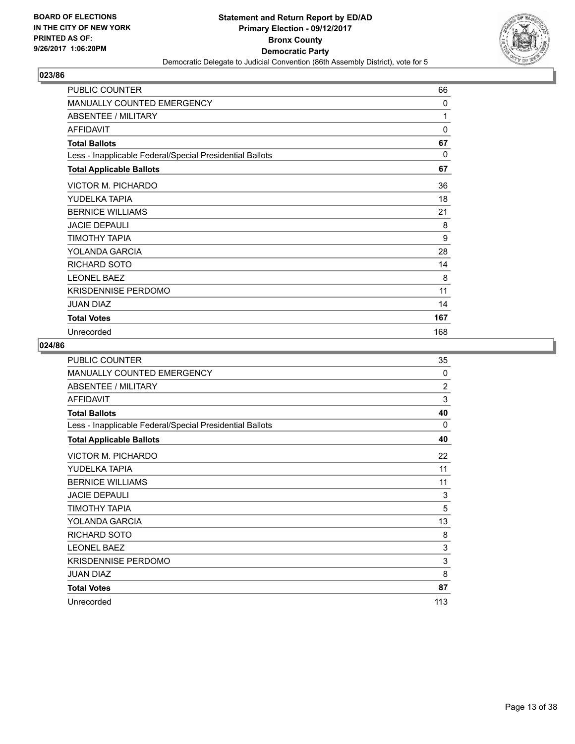**BOARD OF ELECTIONS IN THE CITY OF NEW YORK PRINTED AS OF: 9/26/2017 1:06:20PM**

**Statement and Return Report by ED/AD**
**Primary Election - 09/12/2017**
**Bronx County**
**Democratic Party**
Democratic Delegate to Judicial Convention (86th Assembly District), vote for 5

## 023/86

| | |
|---|---|
| PUBLIC COUNTER | 66 |
| MANUALLY COUNTED EMERGENCY | 0 |
| ABSENTEE / MILITARY | 1 |
| AFFIDAVIT | 0 |
| **Total Ballots** | **67** |
| Less - Inapplicable Federal/Special Presidential Ballots | 0 |
| **Total Applicable Ballots** | **67** |
| VICTOR M. PICHARDO | 36 |
| YUDELKA TAPIA | 18 |
| BERNICE WILLIAMS | 21 |
| JACIE DEPAULI | 8 |
| TIMOTHY TAPIA | 9 |
| YOLANDA GARCIA | 28 |
| RICHARD SOTO | 14 |
| LEONEL BAEZ | 8 |
| KRISDENNISE PERDOMO | 11 |
| JUAN DIAZ | 14 |
| **Total Votes** | **167** |
| Unrecorded | 168 |

## 024/86

| | |
|---|---|
| PUBLIC COUNTER | 35 |
| MANUALLY COUNTED EMERGENCY | 0 |
| ABSENTEE / MILITARY | 2 |
| AFFIDAVIT | 3 |
| **Total Ballots** | **40** |
| Less - Inapplicable Federal/Special Presidential Ballots | 0 |
| **Total Applicable Ballots** | **40** |
| VICTOR M. PICHARDO | 22 |
| YUDELKA TAPIA | 11 |
| BERNICE WILLIAMS | 11 |
| JACIE DEPAULI | 3 |
| TIMOTHY TAPIA | 5 |
| YOLANDA GARCIA | 13 |
| RICHARD SOTO | 8 |
| LEONEL BAEZ | 3 |
| KRISDENNISE PERDOMO | 3 |
| JUAN DIAZ | 8 |
| **Total Votes** | **87** |
| Unrecorded | 113 |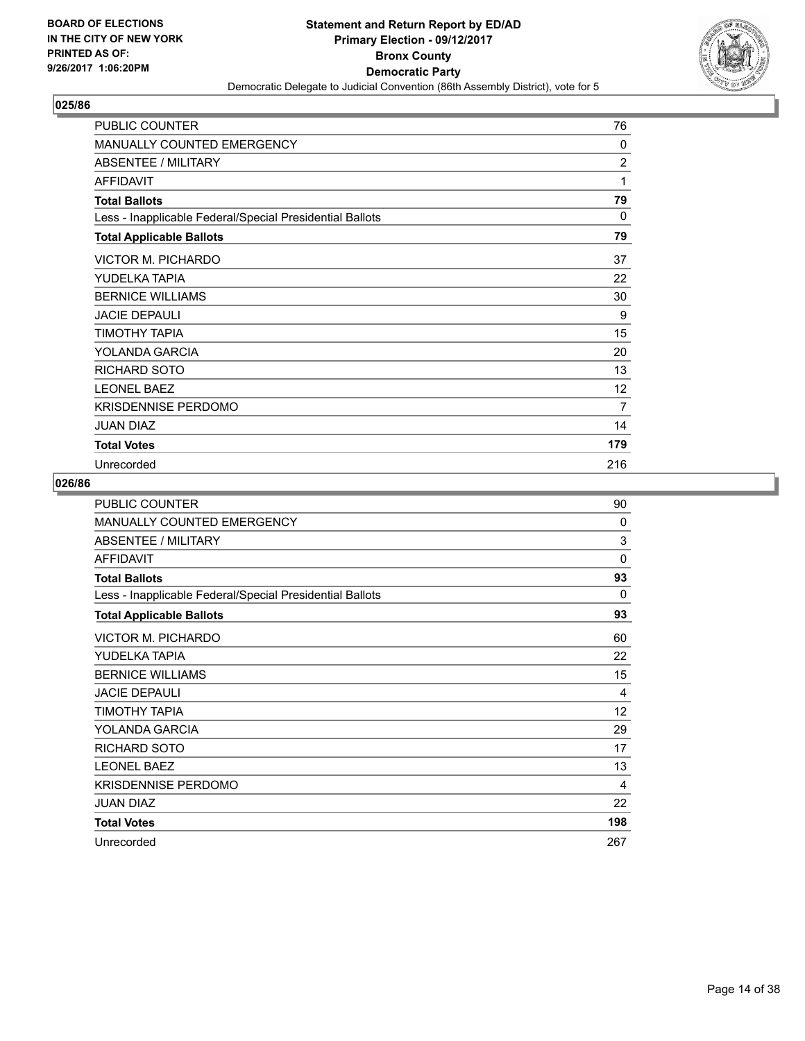BOARD OF ELECTIONS
IN THE CITY OF NEW YORK
PRINTED AS OF:
9/26/2017 1:06:20PM

**Statement and Return Report by ED/AD**
**Primary Election - 09/12/2017**
**Bronx County**
**Democratic Party**
Democratic Delegate to Judicial Convention (86th Assembly District), vote for 5

## 025/86

| | |
|---|---|
| PUBLIC COUNTER | 76 |
| MANUALLY COUNTED EMERGENCY | 0 |
| ABSENTEE / MILITARY | 2 |
| AFFIDAVIT | 1 |
| **Total Ballots** | **79** |
| Less - Inapplicable Federal/Special Presidential Ballots | 0 |
| **Total Applicable Ballots** | **79** |
| VICTOR M. PICHARDO | 37 |
| YUDELKA TAPIA | 22 |
| BERNICE WILLIAMS | 30 |
| JACIE DEPAULI | 9 |
| TIMOTHY TAPIA | 15 |
| YOLANDA GARCIA | 20 |
| RICHARD SOTO | 13 |
| LEONEL BAEZ | 12 |
| KRISDENNISE PERDOMO | 7 |
| JUAN DIAZ | 14 |
| **Total Votes** | **179** |
| Unrecorded | 216 |

## 026/86

| | |
|---|---|
| PUBLIC COUNTER | 90 |
| MANUALLY COUNTED EMERGENCY | 0 |
| ABSENTEE / MILITARY | 3 |
| AFFIDAVIT | 0 |
| **Total Ballots** | **93** |
| Less - Inapplicable Federal/Special Presidential Ballots | 0 |
| **Total Applicable Ballots** | **93** |
| VICTOR M. PICHARDO | 60 |
| YUDELKA TAPIA | 22 |
| BERNICE WILLIAMS | 15 |
| JACIE DEPAULI | 4 |
| TIMOTHY TAPIA | 12 |
| YOLANDA GARCIA | 29 |
| RICHARD SOTO | 17 |
| LEONEL BAEZ | 13 |
| KRISDENNISE PERDOMO | 4 |
| JUAN DIAZ | 22 |
| **Total Votes** | **198** |
| Unrecorded | 267 |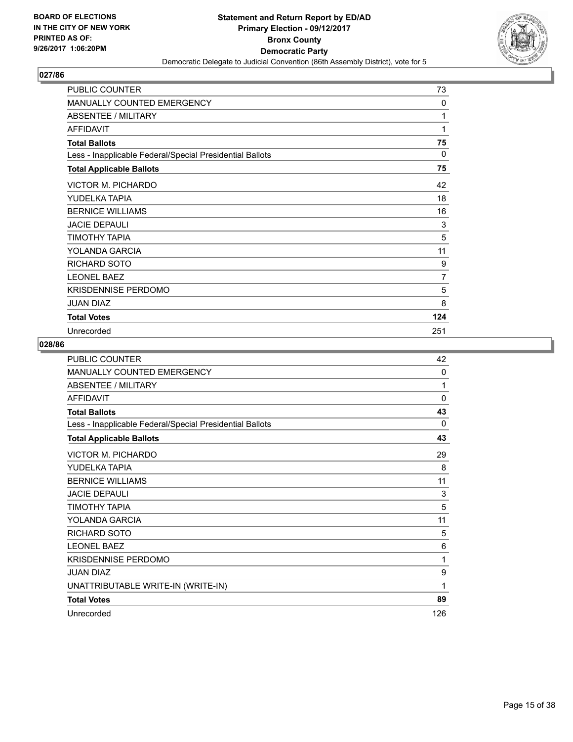**BOARD OF ELECTIONS IN THE CITY OF NEW YORK PRINTED AS OF: 9/26/2017 1:06:20PM**

**Statement and Return Report by ED/AD Primary Election - 09/12/2017 Bronx County Democratic Party**

Democratic Delegate to Judicial Convention (86th Assembly District), vote for 5

## 027/86

| | |
|---|---|
| PUBLIC COUNTER | 73 |
| MANUALLY COUNTED EMERGENCY | 0 |
| ABSENTEE / MILITARY | 1 |
| AFFIDAVIT | 1 |
| **Total Ballots** | **75** |
| Less - Inapplicable Federal/Special Presidential Ballots | 0 |
| **Total Applicable Ballots** | **75** |
| VICTOR M. PICHARDO | 42 |
| YUDELKA TAPIA | 18 |
| BERNICE WILLIAMS | 16 |
| JACIE DEPAULI | 3 |
| TIMOTHY TAPIA | 5 |
| YOLANDA GARCIA | 11 |
| RICHARD SOTO | 9 |
| LEONEL BAEZ | 7 |
| KRISDENNISE PERDOMO | 5 |
| JUAN DIAZ | 8 |
| **Total Votes** | **124** |
| Unrecorded | 251 |

## 028/86

| | |
|---|---|
| PUBLIC COUNTER | 42 |
| MANUALLY COUNTED EMERGENCY | 0 |
| ABSENTEE / MILITARY | 1 |
| AFFIDAVIT | 0 |
| **Total Ballots** | **43** |
| Less - Inapplicable Federal/Special Presidential Ballots | 0 |
| **Total Applicable Ballots** | **43** |
| VICTOR M. PICHARDO | 29 |
| YUDELKA TAPIA | 8 |
| BERNICE WILLIAMS | 11 |
| JACIE DEPAULI | 3 |
| TIMOTHY TAPIA | 5 |
| YOLANDA GARCIA | 11 |
| RICHARD SOTO | 5 |
| LEONEL BAEZ | 6 |
| KRISDENNISE PERDOMO | 1 |
| JUAN DIAZ | 9 |
| UNATTRIBUTABLE WRITE-IN (WRITE-IN) | 1 |
| **Total Votes** | **89** |
| Unrecorded | 126 |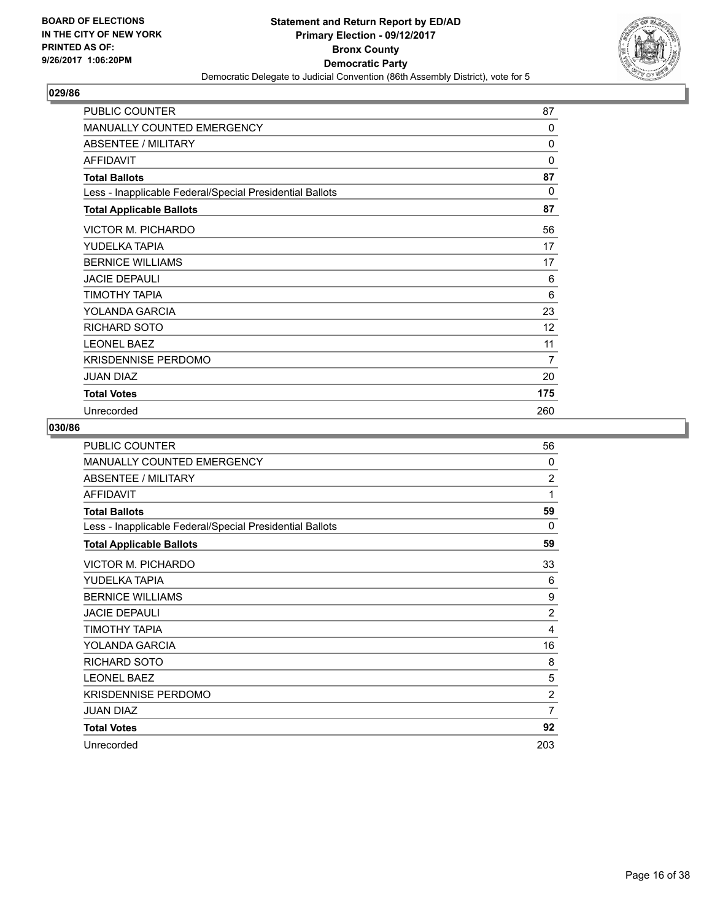**BOARD OF ELECTIONS IN THE CITY OF NEW YORK PRINTED AS OF: 9/26/2017 1:06:20PM**

**Statement and Return Report by ED/AD**
**Primary Election - 09/12/2017**
**Bronx County**
**Democratic Party**
Democratic Delegate to Judicial Convention (86th Assembly District), vote for 5

## 029/86

| | |
|---|---|
| PUBLIC COUNTER | 87 |
| MANUALLY COUNTED EMERGENCY | 0 |
| ABSENTEE / MILITARY | 0 |
| AFFIDAVIT | 0 |
| **Total Ballots** | **87** |
| Less - Inapplicable Federal/Special Presidential Ballots | 0 |
| **Total Applicable Ballots** | **87** |
| VICTOR M. PICHARDO | 56 |
| YUDELKA TAPIA | 17 |
| BERNICE WILLIAMS | 17 |
| JACIE DEPAULI | 6 |
| TIMOTHY TAPIA | 6 |
| YOLANDA GARCIA | 23 |
| RICHARD SOTO | 12 |
| LEONEL BAEZ | 11 |
| KRISDENNISE PERDOMO | 7 |
| JUAN DIAZ | 20 |
| **Total Votes** | **175** |
| Unrecorded | 260 |

## 030/86

| | |
|---|---|
| PUBLIC COUNTER | 56 |
| MANUALLY COUNTED EMERGENCY | 0 |
| ABSENTEE / MILITARY | 2 |
| AFFIDAVIT | 1 |
| **Total Ballots** | **59** |
| Less - Inapplicable Federal/Special Presidential Ballots | 0 |
| **Total Applicable Ballots** | **59** |
| VICTOR M. PICHARDO | 33 |
| YUDELKA TAPIA | 6 |
| BERNICE WILLIAMS | 9 |
| JACIE DEPAULI | 2 |
| TIMOTHY TAPIA | 4 |
| YOLANDA GARCIA | 16 |
| RICHARD SOTO | 8 |
| LEONEL BAEZ | 5 |
| KRISDENNISE PERDOMO | 2 |
| JUAN DIAZ | 7 |
| **Total Votes** | **92** |
| Unrecorded | 203 |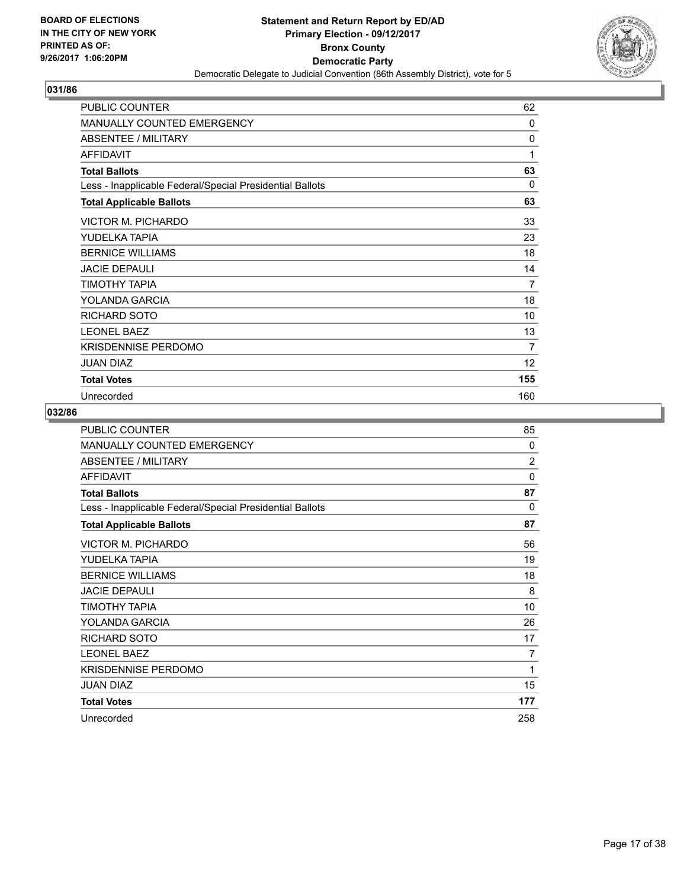**BOARD OF ELECTIONS IN THE CITY OF NEW YORK PRINTED AS OF: 9/26/2017 1:06:20PM**

# Statement and Return Report by ED/AD
## Primary Election - 09/12/2017
## Bronx County
## Democratic Party
Democratic Delegate to Judicial Convention (86th Assembly District), vote for 5

### 031/86

| | |
|---|---|
| PUBLIC COUNTER | 62 |
| MANUALLY COUNTED EMERGENCY | 0 |
| ABSENTEE / MILITARY | 0 |
| AFFIDAVIT | 1 |
| **Total Ballots** | **63** |
| Less - Inapplicable Federal/Special Presidential Ballots | 0 |
| **Total Applicable Ballots** | **63** |
| VICTOR M. PICHARDO | 33 |
| YUDELKA TAPIA | 23 |
| BERNICE WILLIAMS | 18 |
| JACIE DEPAULI | 14 |
| TIMOTHY TAPIA | 7 |
| YOLANDA GARCIA | 18 |
| RICHARD SOTO | 10 |
| LEONEL BAEZ | 13 |
| KRISDENNISE PERDOMO | 7 |
| JUAN DIAZ | 12 |
| **Total Votes** | **155** |
| Unrecorded | 160 |

### 032/86

| | |
|---|---|
| PUBLIC COUNTER | 85 |
| MANUALLY COUNTED EMERGENCY | 0 |
| ABSENTEE / MILITARY | 2 |
| AFFIDAVIT | 0 |
| **Total Ballots** | **87** |
| Less - Inapplicable Federal/Special Presidential Ballots | 0 |
| **Total Applicable Ballots** | **87** |
| VICTOR M. PICHARDO | 56 |
| YUDELKA TAPIA | 19 |
| BERNICE WILLIAMS | 18 |
| JACIE DEPAULI | 8 |
| TIMOTHY TAPIA | 10 |
| YOLANDA GARCIA | 26 |
| RICHARD SOTO | 17 |
| LEONEL BAEZ | 7 |
| KRISDENNISE PERDOMO | 1 |
| JUAN DIAZ | 15 |
| **Total Votes** | **177** |
| Unrecorded | 258 |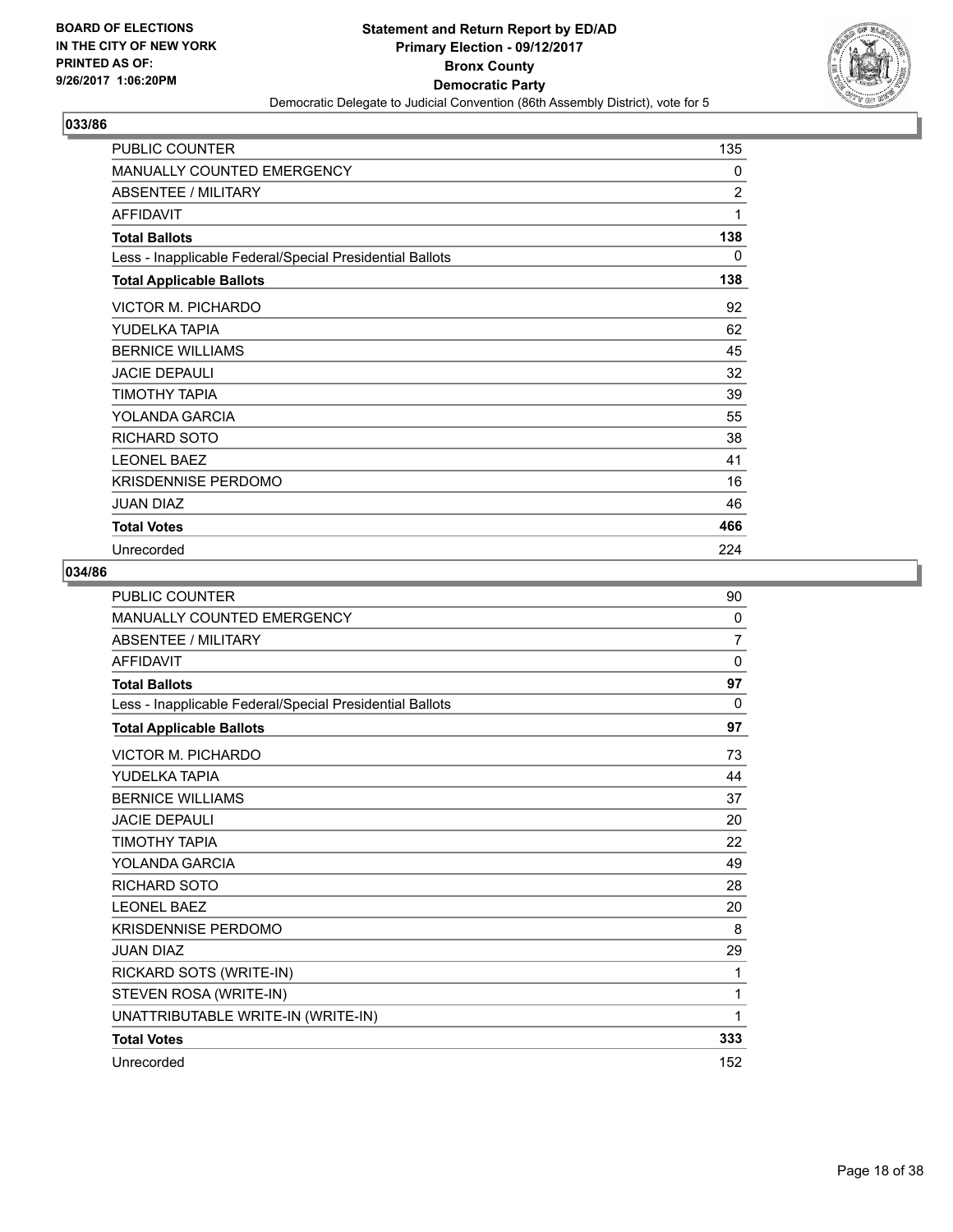BOARD OF ELECTIONS
IN THE CITY OF NEW YORK
PRINTED AS OF:
9/26/2017 1:06:20PM

**Statement and Return Report by ED/AD**
**Primary Election - 09/12/2017**
**Bronx County**
**Democratic Party**
Democratic Delegate to Judicial Convention (86th Assembly District), vote for 5

## 033/86

| | |
|---|---|
| PUBLIC COUNTER | 135 |
| MANUALLY COUNTED EMERGENCY | 0 |
| ABSENTEE / MILITARY | 2 |
| AFFIDAVIT | 1 |
| **Total Ballots** | **138** |
| Less - Inapplicable Federal/Special Presidential Ballots | 0 |
| **Total Applicable Ballots** | **138** |
| VICTOR M. PICHARDO | 92 |
| YUDELKA TAPIA | 62 |
| BERNICE WILLIAMS | 45 |
| JACIE DEPAULI | 32 |
| TIMOTHY TAPIA | 39 |
| YOLANDA GARCIA | 55 |
| RICHARD SOTO | 38 |
| LEONEL BAEZ | 41 |
| KRISDENNISE PERDOMO | 16 |
| JUAN DIAZ | 46 |
| **Total Votes** | **466** |
| Unrecorded | 224 |

## 034/86

| | |
|---|---|
| PUBLIC COUNTER | 90 |
| MANUALLY COUNTED EMERGENCY | 0 |
| ABSENTEE / MILITARY | 7 |
| AFFIDAVIT | 0 |
| **Total Ballots** | **97** |
| Less - Inapplicable Federal/Special Presidential Ballots | 0 |
| **Total Applicable Ballots** | **97** |
| VICTOR M. PICHARDO | 73 |
| YUDELKA TAPIA | 44 |
| BERNICE WILLIAMS | 37 |
| JACIE DEPAULI | 20 |
| TIMOTHY TAPIA | 22 |
| YOLANDA GARCIA | 49 |
| RICHARD SOTO | 28 |
| LEONEL BAEZ | 20 |
| KRISDENNISE PERDOMO | 8 |
| JUAN DIAZ | 29 |
| RICKARD SOTS (WRITE-IN) | 1 |
| STEVEN ROSA (WRITE-IN) | 1 |
| UNATTRIBUTABLE WRITE-IN (WRITE-IN) | 1 |
| **Total Votes** | **333** |
| Unrecorded | 152 |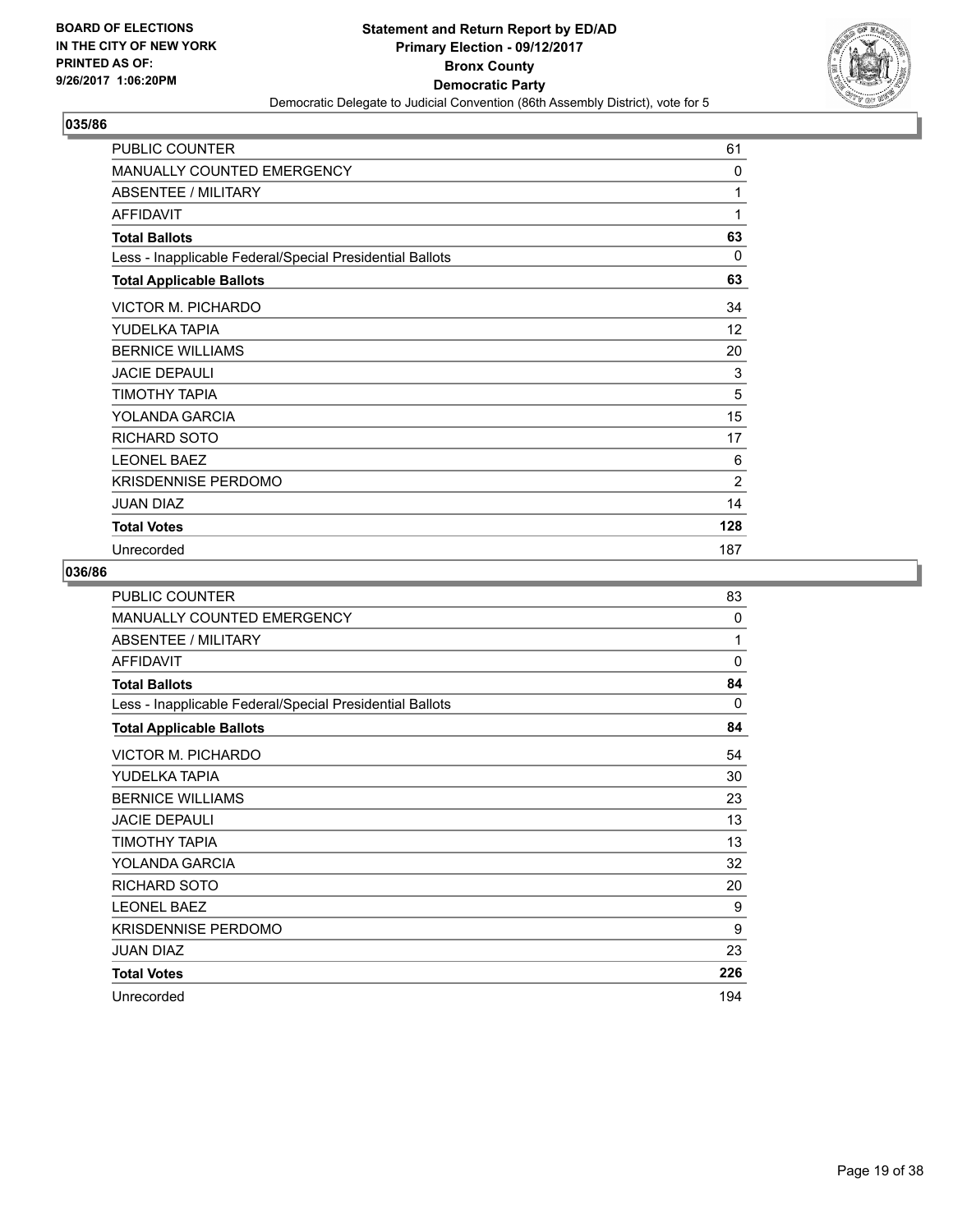**BOARD OF ELECTIONS IN THE CITY OF NEW YORK PRINTED AS OF: 9/26/2017 1:06:20PM**

**Statement and Return Report by ED/AD**
**Primary Election - 09/12/2017**
**Bronx County**
**Democratic Party**
Democratic Delegate to Judicial Convention (86th Assembly District), vote for 5

## 035/86

| | |
|---|---|
| PUBLIC COUNTER | 61 |
| MANUALLY COUNTED EMERGENCY | 0 |
| ABSENTEE / MILITARY | 1 |
| AFFIDAVIT | 1 |
| **Total Ballots** | **63** |
| Less - Inapplicable Federal/Special Presidential Ballots | 0 |
| **Total Applicable Ballots** | **63** |
| VICTOR M. PICHARDO | 34 |
| YUDELKA TAPIA | 12 |
| BERNICE WILLIAMS | 20 |
| JACIE DEPAULI | 3 |
| TIMOTHY TAPIA | 5 |
| YOLANDA GARCIA | 15 |
| RICHARD SOTO | 17 |
| LEONEL BAEZ | 6 |
| KRISDENNISE PERDOMO | 2 |
| JUAN DIAZ | 14 |
| **Total Votes** | **128** |
| Unrecorded | 187 |

## 036/86

| | |
|---|---|
| PUBLIC COUNTER | 83 |
| MANUALLY COUNTED EMERGENCY | 0 |
| ABSENTEE / MILITARY | 1 |
| AFFIDAVIT | 0 |
| **Total Ballots** | **84** |
| Less - Inapplicable Federal/Special Presidential Ballots | 0 |
| **Total Applicable Ballots** | **84** |
| VICTOR M. PICHARDO | 54 |
| YUDELKA TAPIA | 30 |
| BERNICE WILLIAMS | 23 |
| JACIE DEPAULI | 13 |
| TIMOTHY TAPIA | 13 |
| YOLANDA GARCIA | 32 |
| RICHARD SOTO | 20 |
| LEONEL BAEZ | 9 |
| KRISDENNISE PERDOMO | 9 |
| JUAN DIAZ | 23 |
| **Total Votes** | **226** |
| Unrecorded | 194 |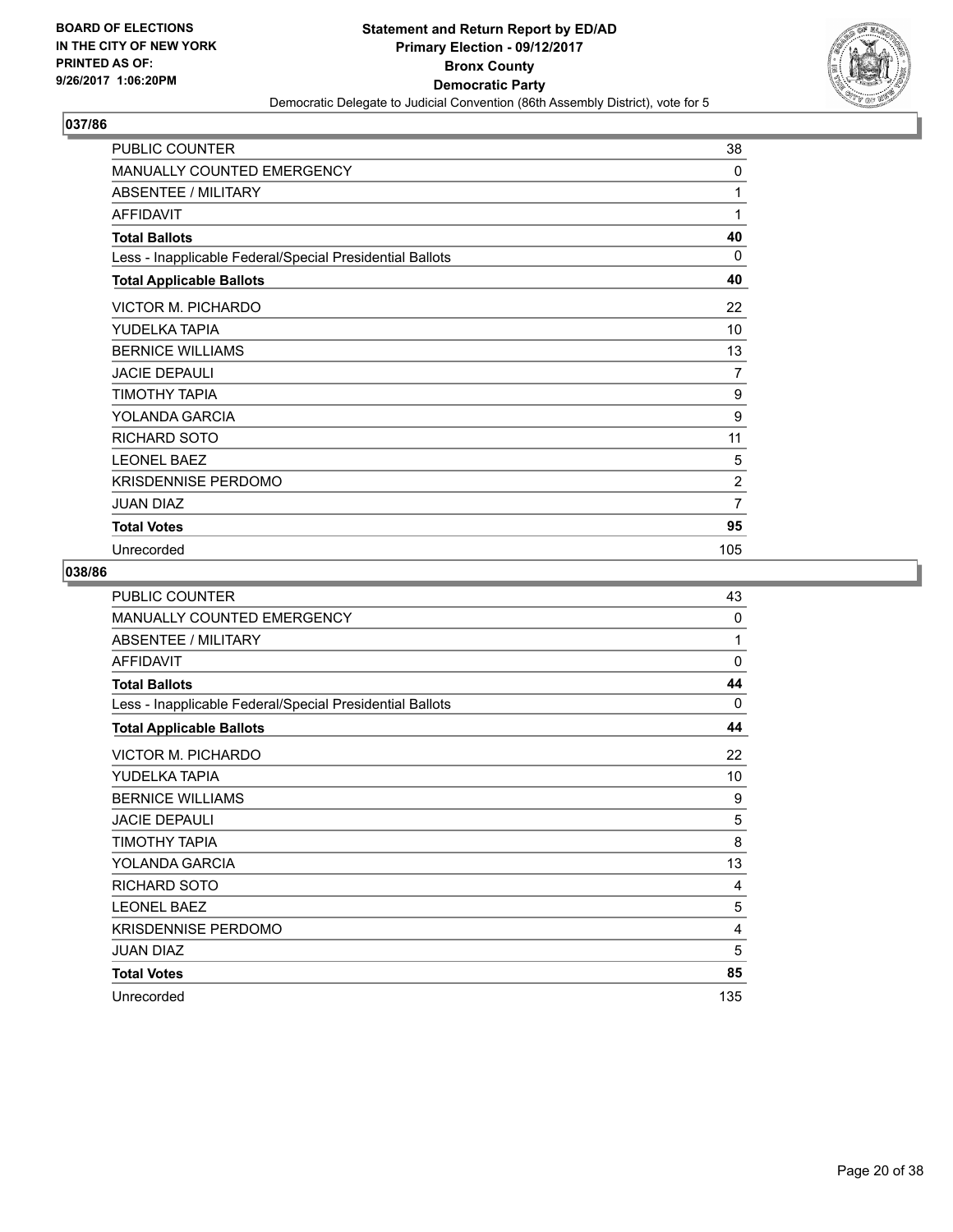BOARD OF ELECTIONS
IN THE CITY OF NEW YORK
PRINTED AS OF:
9/26/2017 1:06:20PM

**Statement and Return Report by ED/AD**
**Primary Election - 09/12/2017**
**Bronx County**
**Democratic Party**
Democratic Delegate to Judicial Convention (86th Assembly District), vote for 5

## 037/86

| | |
|---|---|
| PUBLIC COUNTER | 38 |
| MANUALLY COUNTED EMERGENCY | 0 |
| ABSENTEE / MILITARY | 1 |
| AFFIDAVIT | 1 |
| **Total Ballots** | **40** |
| Less - Inapplicable Federal/Special Presidential Ballots | 0 |
| **Total Applicable Ballots** | **40** |
| VICTOR M. PICHARDO | 22 |
| YUDELKA TAPIA | 10 |
| BERNICE WILLIAMS | 13 |
| JACIE DEPAULI | 7 |
| TIMOTHY TAPIA | 9 |
| YOLANDA GARCIA | 9 |
| RICHARD SOTO | 11 |
| LEONEL BAEZ | 5 |
| KRISDENNISE PERDOMO | 2 |
| JUAN DIAZ | 7 |
| **Total Votes** | **95** |
| Unrecorded | 105 |

## 038/86

| | |
|---|---|
| PUBLIC COUNTER | 43 |
| MANUALLY COUNTED EMERGENCY | 0 |
| ABSENTEE / MILITARY | 1 |
| AFFIDAVIT | 0 |
| **Total Ballots** | **44** |
| Less - Inapplicable Federal/Special Presidential Ballots | 0 |
| **Total Applicable Ballots** | **44** |
| VICTOR M. PICHARDO | 22 |
| YUDELKA TAPIA | 10 |
| BERNICE WILLIAMS | 9 |
| JACIE DEPAULI | 5 |
| TIMOTHY TAPIA | 8 |
| YOLANDA GARCIA | 13 |
| RICHARD SOTO | 4 |
| LEONEL BAEZ | 5 |
| KRISDENNISE PERDOMO | 4 |
| JUAN DIAZ | 5 |
| **Total Votes** | **85** |
| Unrecorded | 135 |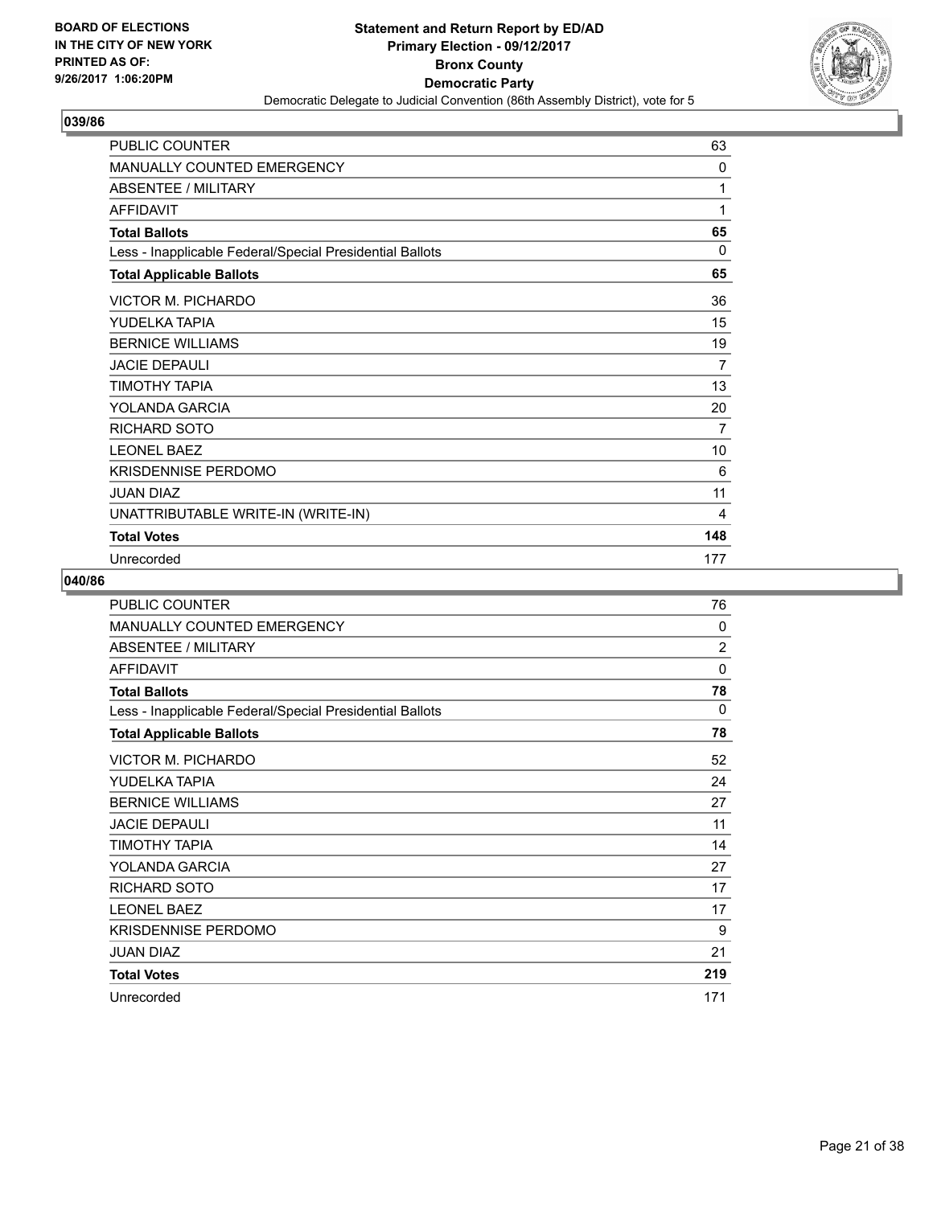# Statement and Return Report by ED/AD
## Primary Election - 09/12/2017
## Bronx County
## Democratic Party
### Democratic Delegate to Judicial Convention (86th Assembly District), vote for 5

BOARD OF ELECTIONS
IN THE CITY OF NEW YORK
PRINTED AS OF:
9/26/2017 1:06:20PM

### 039/86

| | |
|---|---|
| PUBLIC COUNTER | 63 |
| MANUALLY COUNTED EMERGENCY | 0 |
| ABSENTEE / MILITARY | 1 |
| AFFIDAVIT | 1 |
| **Total Ballots** | **65** |
| Less - Inapplicable Federal/Special Presidential Ballots | 0 |
| **Total Applicable Ballots** | **65** |
| VICTOR M. PICHARDO | 36 |
| YUDELKA TAPIA | 15 |
| BERNICE WILLIAMS | 19 |
| JACIE DEPAULI | 7 |
| TIMOTHY TAPIA | 13 |
| YOLANDA GARCIA | 20 |
| RICHARD SOTO | 7 |
| LEONEL BAEZ | 10 |
| KRISDENNISE PERDOMO | 6 |
| JUAN DIAZ | 11 |
| UNATTRIBUTABLE WRITE-IN (WRITE-IN) | 4 |
| **Total Votes** | **148** |
| Unrecorded | 177 |

### 040/86

| | |
|---|---|
| PUBLIC COUNTER | 76 |
| MANUALLY COUNTED EMERGENCY | 0 |
| ABSENTEE / MILITARY | 2 |
| AFFIDAVIT | 0 |
| **Total Ballots** | **78** |
| Less - Inapplicable Federal/Special Presidential Ballots | 0 |
| **Total Applicable Ballots** | **78** |
| VICTOR M. PICHARDO | 52 |
| YUDELKA TAPIA | 24 |
| BERNICE WILLIAMS | 27 |
| JACIE DEPAULI | 11 |
| TIMOTHY TAPIA | 14 |
| YOLANDA GARCIA | 27 |
| RICHARD SOTO | 17 |
| LEONEL BAEZ | 17 |
| KRISDENNISE PERDOMO | 9 |
| JUAN DIAZ | 21 |
| **Total Votes** | **219** |
| Unrecorded | 171 |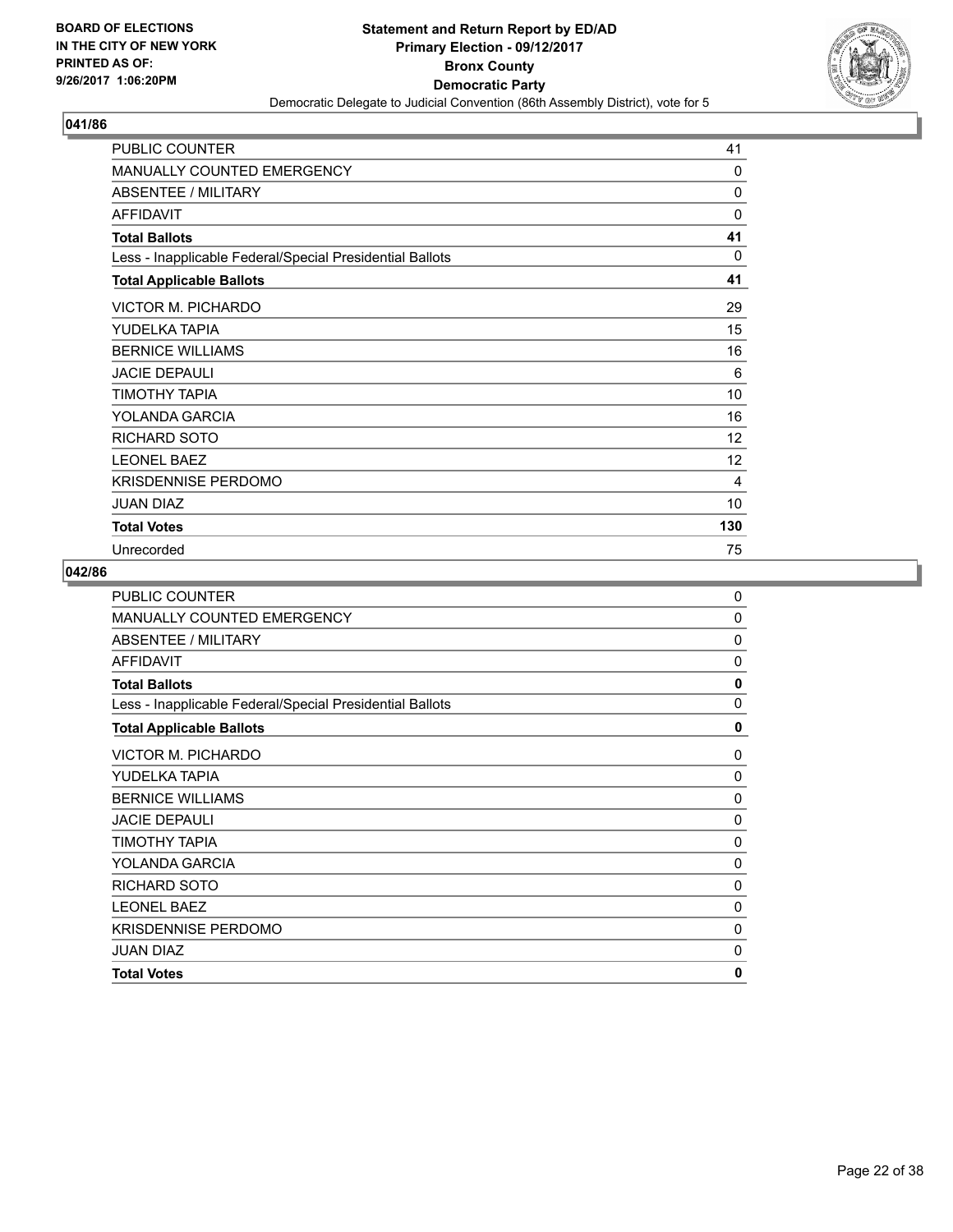**BOARD OF ELECTIONS IN THE CITY OF NEW YORK PRINTED AS OF: 9/26/2017 1:06:20PM**

**Statement and Return Report by ED/AD**
**Primary Election - 09/12/2017**
**Bronx County**
**Democratic Party**
Democratic Delegate to Judicial Convention (86th Assembly District), vote for 5

## 041/86

| | |
|---|---|
| PUBLIC COUNTER | 41 |
| MANUALLY COUNTED EMERGENCY | 0 |
| ABSENTEE / MILITARY | 0 |
| AFFIDAVIT | 0 |
| **Total Ballots** | **41** |
| Less - Inapplicable Federal/Special Presidential Ballots | 0 |
| **Total Applicable Ballots** | **41** |
| VICTOR M. PICHARDO | 29 |
| YUDELKA TAPIA | 15 |
| BERNICE WILLIAMS | 16 |
| JACIE DEPAULI | 6 |
| TIMOTHY TAPIA | 10 |
| YOLANDA GARCIA | 16 |
| RICHARD SOTO | 12 |
| LEONEL BAEZ | 12 |
| KRISDENNISE PERDOMO | 4 |
| JUAN DIAZ | 10 |
| **Total Votes** | **130** |
| Unrecorded | 75 |

## 042/86

| | |
|---|---|
| PUBLIC COUNTER | 0 |
| MANUALLY COUNTED EMERGENCY | 0 |
| ABSENTEE / MILITARY | 0 |
| AFFIDAVIT | 0 |
| **Total Ballots** | **0** |
| Less - Inapplicable Federal/Special Presidential Ballots | 0 |
| **Total Applicable Ballots** | **0** |
| VICTOR M. PICHARDO | 0 |
| YUDELKA TAPIA | 0 |
| BERNICE WILLIAMS | 0 |
| JACIE DEPAULI | 0 |
| TIMOTHY TAPIA | 0 |
| YOLANDA GARCIA | 0 |
| RICHARD SOTO | 0 |
| LEONEL BAEZ | 0 |
| KRISDENNISE PERDOMO | 0 |
| JUAN DIAZ | 0 |
| **Total Votes** | **0** |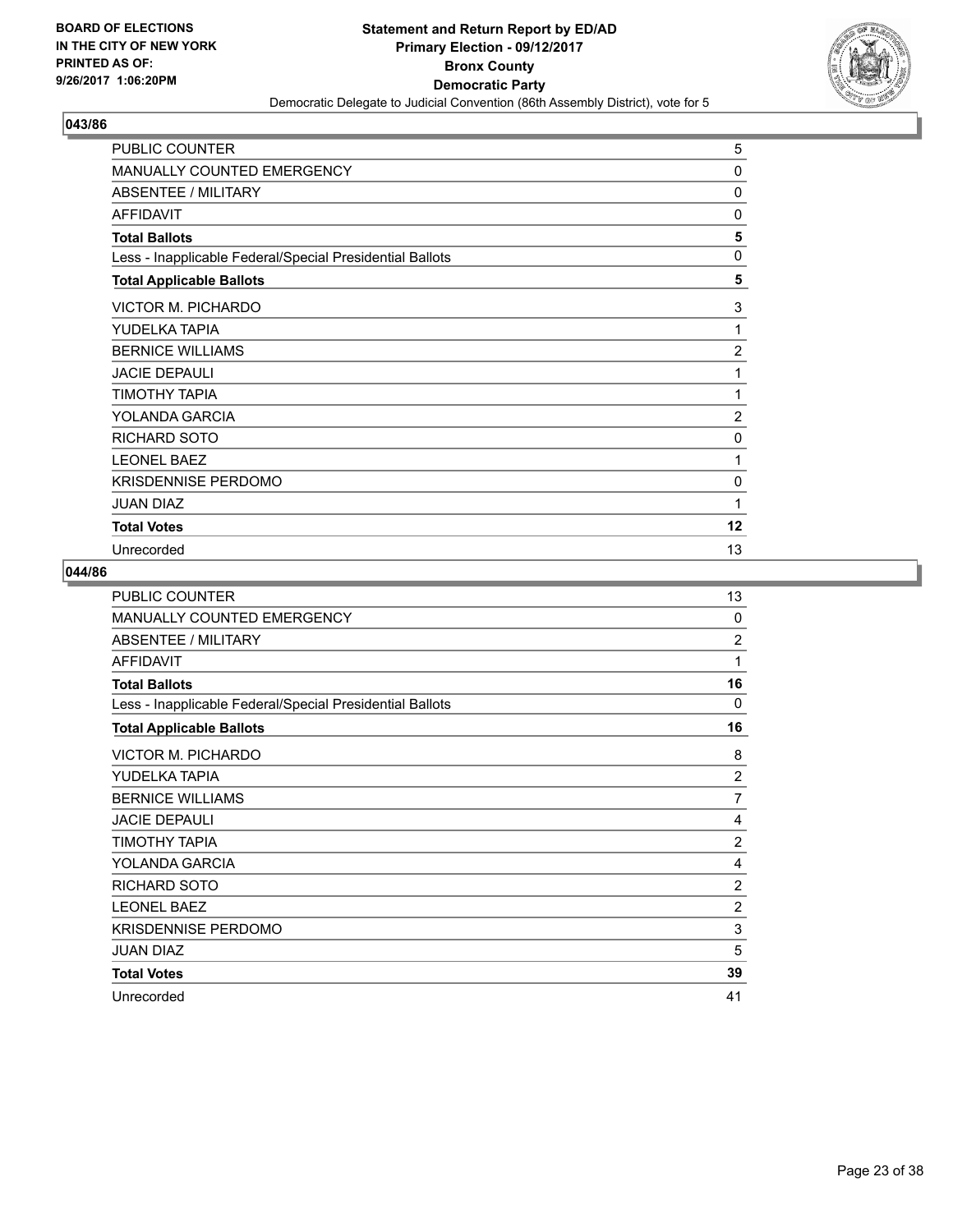BOARD OF ELECTIONS
IN THE CITY OF NEW YORK
PRINTED AS OF:
9/26/2017 1:06:20PM

**Statement and Return Report by ED/AD**
**Primary Election - 09/12/2017**
**Bronx County**
**Democratic Party**
Democratic Delegate to Judicial Convention (86th Assembly District), vote for 5

## 043/86

| | |
|---|---|
| PUBLIC COUNTER | 5 |
| MANUALLY COUNTED EMERGENCY | 0 |
| ABSENTEE / MILITARY | 0 |
| AFFIDAVIT | 0 |
| **Total Ballots** | **5** |
| Less - Inapplicable Federal/Special Presidential Ballots | 0 |
| **Total Applicable Ballots** | **5** |
| VICTOR M. PICHARDO | 3 |
| YUDELKA TAPIA | 1 |
| BERNICE WILLIAMS | 2 |
| JACIE DEPAULI | 1 |
| TIMOTHY TAPIA | 1 |
| YOLANDA GARCIA | 2 |
| RICHARD SOTO | 0 |
| LEONEL BAEZ | 1 |
| KRISDENNISE PERDOMO | 0 |
| JUAN DIAZ | 1 |
| **Total Votes** | **12** |
| Unrecorded | 13 |

## 044/86

| | |
|---|---|
| PUBLIC COUNTER | 13 |
| MANUALLY COUNTED EMERGENCY | 0 |
| ABSENTEE / MILITARY | 2 |
| AFFIDAVIT | 1 |
| **Total Ballots** | **16** |
| Less - Inapplicable Federal/Special Presidential Ballots | 0 |
| **Total Applicable Ballots** | **16** |
| VICTOR M. PICHARDO | 8 |
| YUDELKA TAPIA | 2 |
| BERNICE WILLIAMS | 7 |
| JACIE DEPAULI | 4 |
| TIMOTHY TAPIA | 2 |
| YOLANDA GARCIA | 4 |
| RICHARD SOTO | 2 |
| LEONEL BAEZ | 2 |
| KRISDENNISE PERDOMO | 3 |
| JUAN DIAZ | 5 |
| **Total Votes** | **39** |
| Unrecorded | 41 |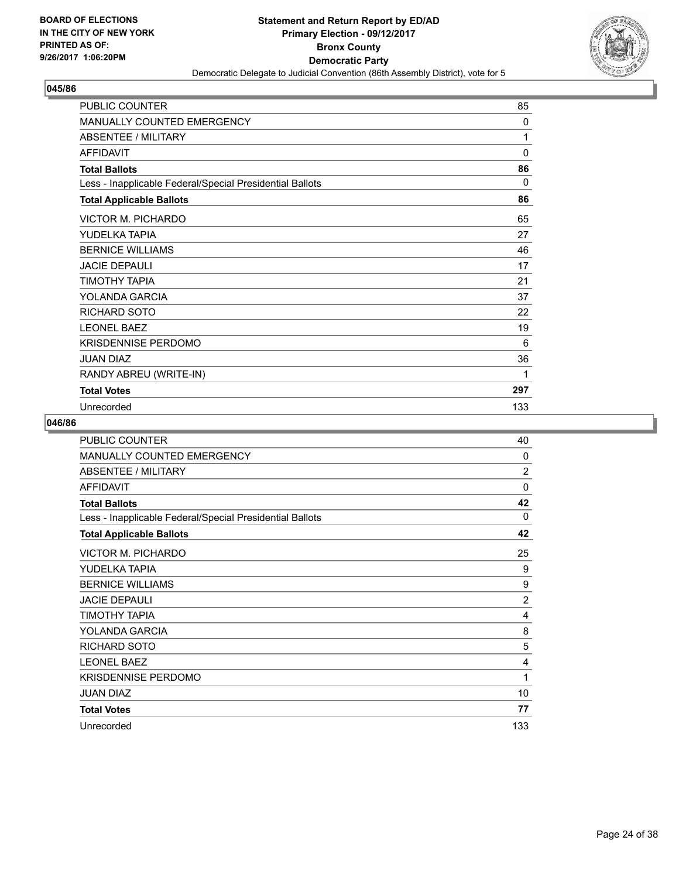BOARD OF ELECTIONS
IN THE CITY OF NEW YORK
PRINTED AS OF:
9/26/2017 1:06:20PM

**Statement and Return Report by ED/AD**
**Primary Election - 09/12/2017**
**Bronx County**
**Democratic Party**
Democratic Delegate to Judicial Convention (86th Assembly District), vote for 5

## 045/86

| | |
|---|---|
| PUBLIC COUNTER | 85 |
| MANUALLY COUNTED EMERGENCY | 0 |
| ABSENTEE / MILITARY | 1 |
| AFFIDAVIT | 0 |
| **Total Ballots** | **86** |
| Less - Inapplicable Federal/Special Presidential Ballots | 0 |
| **Total Applicable Ballots** | **86** |
| VICTOR M. PICHARDO | 65 |
| YUDELKA TAPIA | 27 |
| BERNICE WILLIAMS | 46 |
| JACIE DEPAULI | 17 |
| TIMOTHY TAPIA | 21 |
| YOLANDA GARCIA | 37 |
| RICHARD SOTO | 22 |
| LEONEL BAEZ | 19 |
| KRISDENNISE PERDOMO | 6 |
| JUAN DIAZ | 36 |
| RANDY ABREU (WRITE-IN) | 1 |
| **Total Votes** | **297** |
| Unrecorded | 133 |

## 046/86

| | |
|---|---|
| PUBLIC COUNTER | 40 |
| MANUALLY COUNTED EMERGENCY | 0 |
| ABSENTEE / MILITARY | 2 |
| AFFIDAVIT | 0 |
| **Total Ballots** | **42** |
| Less - Inapplicable Federal/Special Presidential Ballots | 0 |
| **Total Applicable Ballots** | **42** |
| VICTOR M. PICHARDO | 25 |
| YUDELKA TAPIA | 9 |
| BERNICE WILLIAMS | 9 |
| JACIE DEPAULI | 2 |
| TIMOTHY TAPIA | 4 |
| YOLANDA GARCIA | 8 |
| RICHARD SOTO | 5 |
| LEONEL BAEZ | 4 |
| KRISDENNISE PERDOMO | 1 |
| JUAN DIAZ | 10 |
| **Total Votes** | **77** |
| Unrecorded | 133 |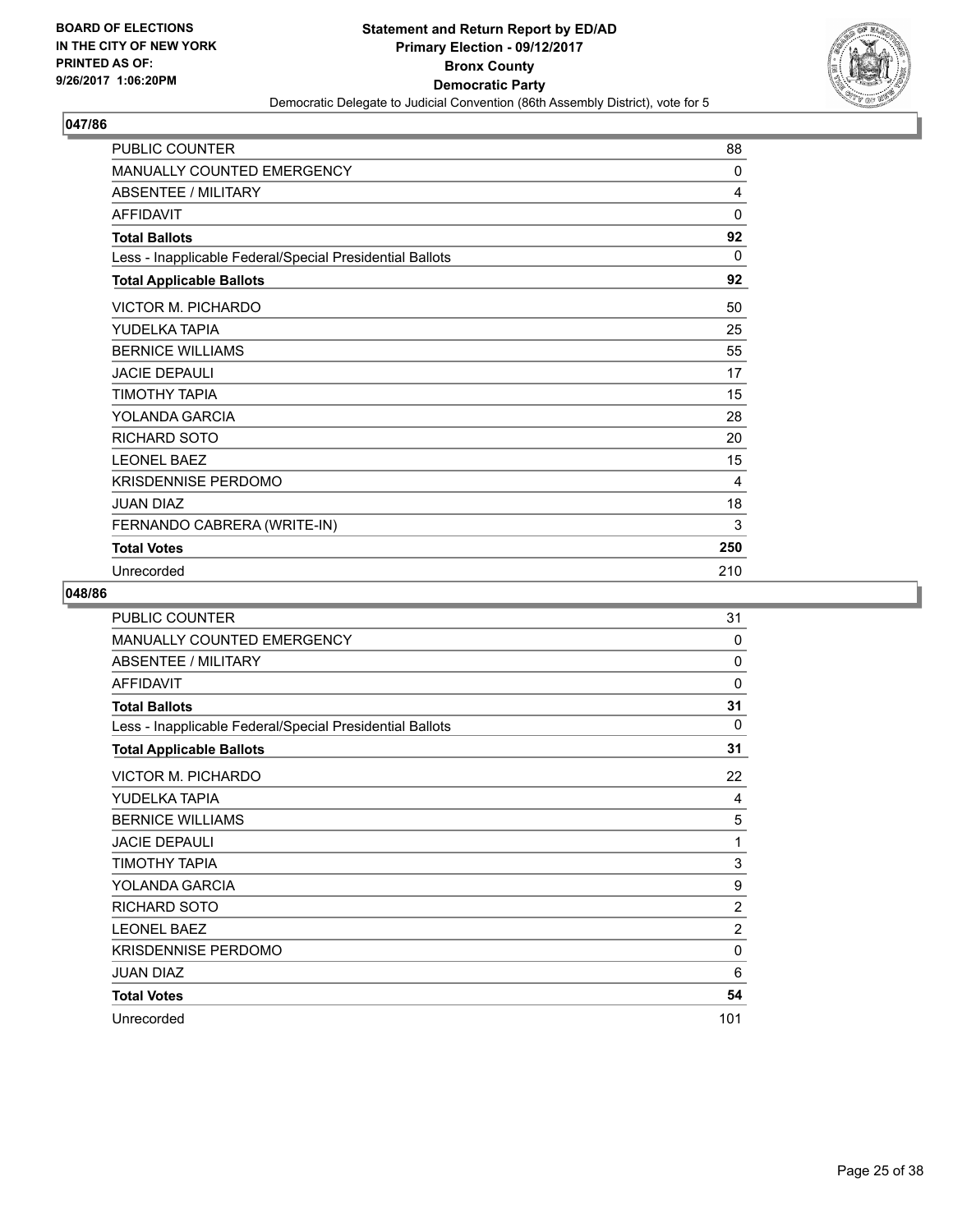BOARD OF ELECTIONS
IN THE CITY OF NEW YORK
PRINTED AS OF:
9/26/2017 1:06:20PM

**Statement and Return Report by ED/AD**
**Primary Election - 09/12/2017**
**Bronx County**
**Democratic Party**
Democratic Delegate to Judicial Convention (86th Assembly District), vote for 5

## 047/86

| | |
|---|---|
| PUBLIC COUNTER | 88 |
| MANUALLY COUNTED EMERGENCY | 0 |
| ABSENTEE / MILITARY | 4 |
| AFFIDAVIT | 0 |
| **Total Ballots** | **92** |
| Less - Inapplicable Federal/Special Presidential Ballots | 0 |
| **Total Applicable Ballots** | **92** |
| VICTOR M. PICHARDO | 50 |
| YUDELKA TAPIA | 25 |
| BERNICE WILLIAMS | 55 |
| JACIE DEPAULI | 17 |
| TIMOTHY TAPIA | 15 |
| YOLANDA GARCIA | 28 |
| RICHARD SOTO | 20 |
| LEONEL BAEZ | 15 |
| KRISDENNISE PERDOMO | 4 |
| JUAN DIAZ | 18 |
| FERNANDO CABRERA (WRITE-IN) | 3 |
| **Total Votes** | **250** |
| Unrecorded | 210 |

## 048/86

| | |
|---|---|
| PUBLIC COUNTER | 31 |
| MANUALLY COUNTED EMERGENCY | 0 |
| ABSENTEE / MILITARY | 0 |
| AFFIDAVIT | 0 |
| **Total Ballots** | **31** |
| Less - Inapplicable Federal/Special Presidential Ballots | 0 |
| **Total Applicable Ballots** | **31** |
| VICTOR M. PICHARDO | 22 |
| YUDELKA TAPIA | 4 |
| BERNICE WILLIAMS | 5 |
| JACIE DEPAULI | 1 |
| TIMOTHY TAPIA | 3 |
| YOLANDA GARCIA | 9 |
| RICHARD SOTO | 2 |
| LEONEL BAEZ | 2 |
| KRISDENNISE PERDOMO | 0 |
| JUAN DIAZ | 6 |
| **Total Votes** | **54** |
| Unrecorded | 101 |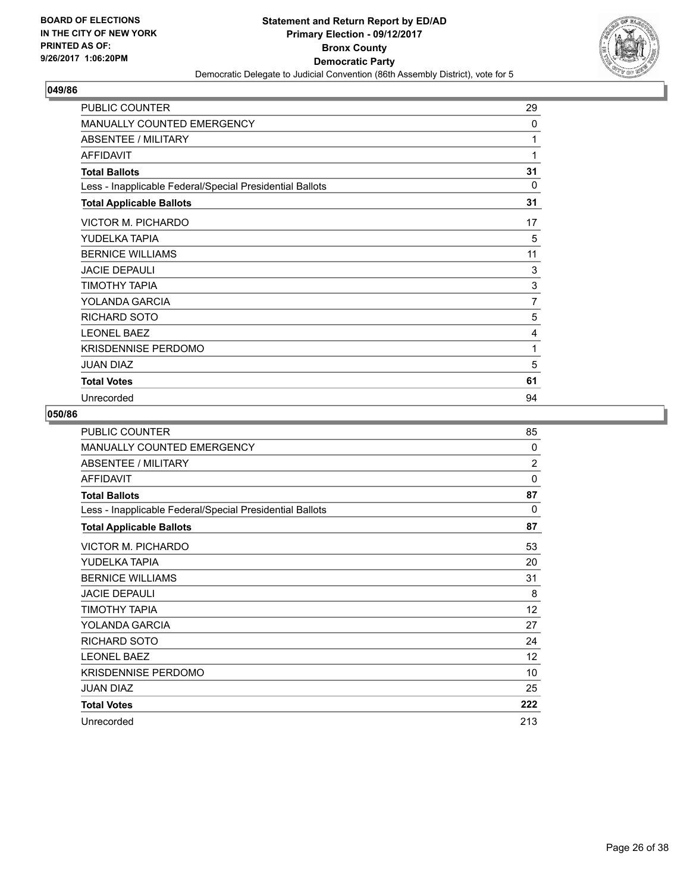**BOARD OF ELECTIONS IN THE CITY OF NEW YORK PRINTED AS OF: 9/26/2017 1:06:20PM**

# Statement and Return Report by ED/AD
## Primary Election - 09/12/2017
## Bronx County
## Democratic Party
### Democratic Delegate to Judicial Convention (86th Assembly District), vote for 5

**049/86**

| | |
|---|---|
| PUBLIC COUNTER | 29 |
| MANUALLY COUNTED EMERGENCY | 0 |
| ABSENTEE / MILITARY | 1 |
| AFFIDAVIT | 1 |
| **Total Ballots** | **31** |
| Less - Inapplicable Federal/Special Presidential Ballots | 0 |
| **Total Applicable Ballots** | **31** |
| VICTOR M. PICHARDO | 17 |
| YUDELKA TAPIA | 5 |
| BERNICE WILLIAMS | 11 |
| JACIE DEPAULI | 3 |
| TIMOTHY TAPIA | 3 |
| YOLANDA GARCIA | 7 |
| RICHARD SOTO | 5 |
| LEONEL BAEZ | 4 |
| KRISDENNISE PERDOMO | 1 |
| JUAN DIAZ | 5 |
| **Total Votes** | **61** |
| Unrecorded | 94 |

**050/86**

| | |
|---|---|
| PUBLIC COUNTER | 85 |
| MANUALLY COUNTED EMERGENCY | 0 |
| ABSENTEE / MILITARY | 2 |
| AFFIDAVIT | 0 |
| **Total Ballots** | **87** |
| Less - Inapplicable Federal/Special Presidential Ballots | 0 |
| **Total Applicable Ballots** | **87** |
| VICTOR M. PICHARDO | 53 |
| YUDELKA TAPIA | 20 |
| BERNICE WILLIAMS | 31 |
| JACIE DEPAULI | 8 |
| TIMOTHY TAPIA | 12 |
| YOLANDA GARCIA | 27 |
| RICHARD SOTO | 24 |
| LEONEL BAEZ | 12 |
| KRISDENNISE PERDOMO | 10 |
| JUAN DIAZ | 25 |
| **Total Votes** | **222** |
| Unrecorded | 213 |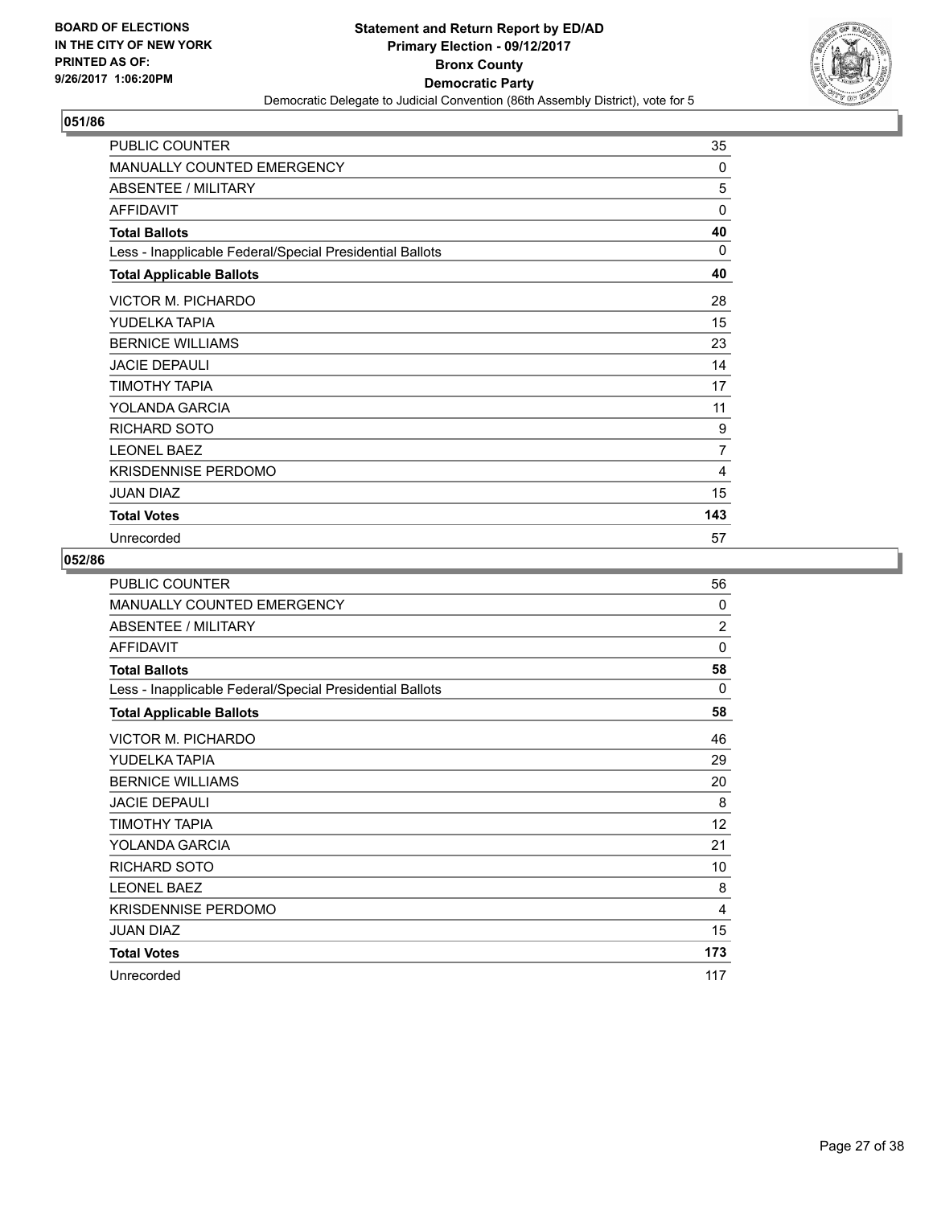**BOARD OF ELECTIONS IN THE CITY OF NEW YORK PRINTED AS OF: 9/26/2017 1:06:20PM**

**Statement and Return Report by ED/AD**
**Primary Election - 09/12/2017**
**Bronx County**
**Democratic Party**
Democratic Delegate to Judicial Convention (86th Assembly District), vote for 5

## 051/86

| | |
|---|---|
| PUBLIC COUNTER | 35 |
| MANUALLY COUNTED EMERGENCY | 0 |
| ABSENTEE / MILITARY | 5 |
| AFFIDAVIT | 0 |
| **Total Ballots** | **40** |
| Less - Inapplicable Federal/Special Presidential Ballots | 0 |
| **Total Applicable Ballots** | **40** |
| VICTOR M. PICHARDO | 28 |
| YUDELKA TAPIA | 15 |
| BERNICE WILLIAMS | 23 |
| JACIE DEPAULI | 14 |
| TIMOTHY TAPIA | 17 |
| YOLANDA GARCIA | 11 |
| RICHARD SOTO | 9 |
| LEONEL BAEZ | 7 |
| KRISDENNISE PERDOMO | 4 |
| JUAN DIAZ | 15 |
| **Total Votes** | **143** |
| Unrecorded | 57 |

## 052/86

| | |
|---|---|
| PUBLIC COUNTER | 56 |
| MANUALLY COUNTED EMERGENCY | 0 |
| ABSENTEE / MILITARY | 2 |
| AFFIDAVIT | 0 |
| **Total Ballots** | **58** |
| Less - Inapplicable Federal/Special Presidential Ballots | 0 |
| **Total Applicable Ballots** | **58** |
| VICTOR M. PICHARDO | 46 |
| YUDELKA TAPIA | 29 |
| BERNICE WILLIAMS | 20 |
| JACIE DEPAULI | 8 |
| TIMOTHY TAPIA | 12 |
| YOLANDA GARCIA | 21 |
| RICHARD SOTO | 10 |
| LEONEL BAEZ | 8 |
| KRISDENNISE PERDOMO | 4 |
| JUAN DIAZ | 15 |
| **Total Votes** | **173** |
| Unrecorded | 117 |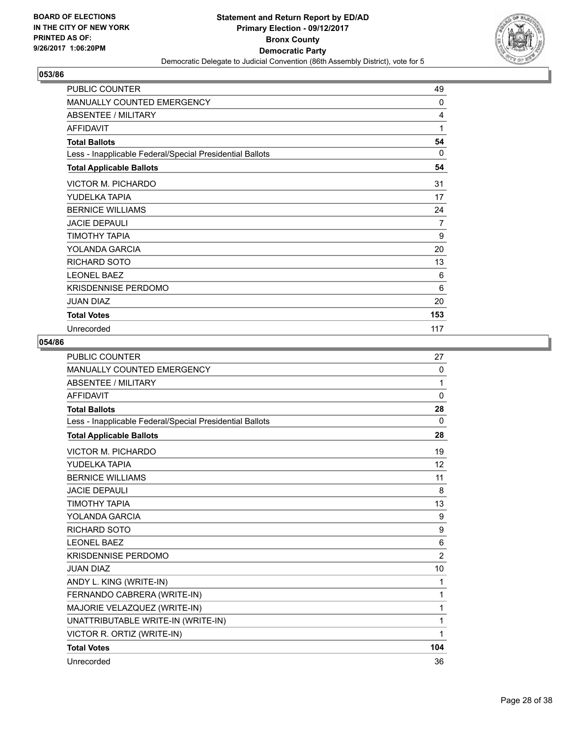BOARD OF ELECTIONS
IN THE CITY OF NEW YORK
PRINTED AS OF:
9/26/2017 1:06:20PM

**Statement and Return Report by ED/AD**
**Primary Election - 09/12/2017**
**Bronx County**
**Democratic Party**
Democratic Delegate to Judicial Convention (86th Assembly District), vote for 5

### 053/86

| | |
|---|---|
| PUBLIC COUNTER | 49 |
| MANUALLY COUNTED EMERGENCY | 0 |
| ABSENTEE / MILITARY | 4 |
| AFFIDAVIT | 1 |
| **Total Ballots** | **54** |
| Less - Inapplicable Federal/Special Presidential Ballots | 0 |
| **Total Applicable Ballots** | **54** |
| VICTOR M. PICHARDO | 31 |
| YUDELKA TAPIA | 17 |
| BERNICE WILLIAMS | 24 |
| JACIE DEPAULI | 7 |
| TIMOTHY TAPIA | 9 |
| YOLANDA GARCIA | 20 |
| RICHARD SOTO | 13 |
| LEONEL BAEZ | 6 |
| KRISDENNISE PERDOMO | 6 |
| JUAN DIAZ | 20 |
| **Total Votes** | **153** |
| Unrecorded | 117 |

### 054/86

| | |
|---|---|
| PUBLIC COUNTER | 27 |
| MANUALLY COUNTED EMERGENCY | 0 |
| ABSENTEE / MILITARY | 1 |
| AFFIDAVIT | 0 |
| **Total Ballots** | **28** |
| Less - Inapplicable Federal/Special Presidential Ballots | 0 |
| **Total Applicable Ballots** | **28** |
| VICTOR M. PICHARDO | 19 |
| YUDELKA TAPIA | 12 |
| BERNICE WILLIAMS | 11 |
| JACIE DEPAULI | 8 |
| TIMOTHY TAPIA | 13 |
| YOLANDA GARCIA | 9 |
| RICHARD SOTO | 9 |
| LEONEL BAEZ | 6 |
| KRISDENNISE PERDOMO | 2 |
| JUAN DIAZ | 10 |
| ANDY L. KING (WRITE-IN) | 1 |
| FERNANDO CABRERA (WRITE-IN) | 1 |
| MAJORIE VELAZQUEZ (WRITE-IN) | 1 |
| UNATTRIBUTABLE WRITE-IN (WRITE-IN) | 1 |
| VICTOR R. ORTIZ (WRITE-IN) | 1 |
| **Total Votes** | **104** |
| Unrecorded | 36 |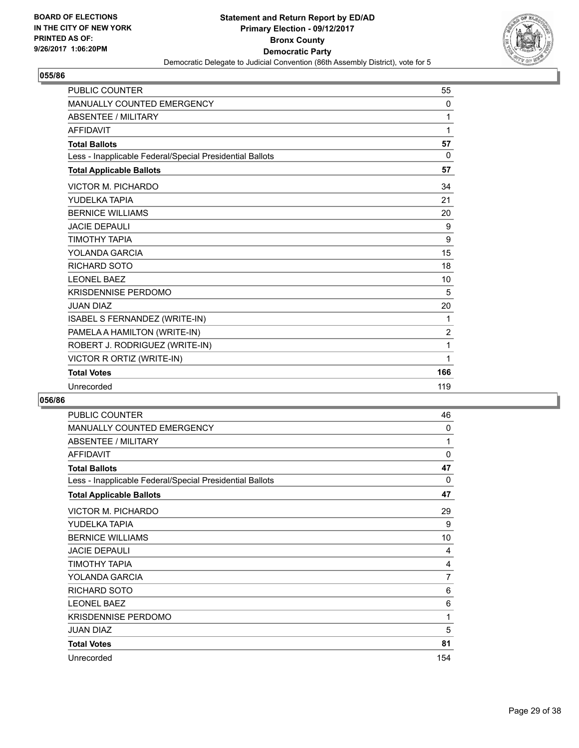**Statement and Return Report by ED/AD**
**Primary Election - 09/12/2017**
**Bronx County**
**Democratic Party**
Democratic Delegate to Judicial Convention (86th Assembly District), vote for 5

BOARD OF ELECTIONS
IN THE CITY OF NEW YORK
PRINTED AS OF:
9/26/2017 1:06:20PM

## 055/86

| | |
|---|---|
| PUBLIC COUNTER | 55 |
| MANUALLY COUNTED EMERGENCY | 0 |
| ABSENTEE / MILITARY | 1 |
| AFFIDAVIT | 1 |
| **Total Ballots** | **57** |
| Less - Inapplicable Federal/Special Presidential Ballots | 0 |
| **Total Applicable Ballots** | **57** |
| VICTOR M. PICHARDO | 34 |
| YUDELKA TAPIA | 21 |
| BERNICE WILLIAMS | 20 |
| JACIE DEPAULI | 9 |
| TIMOTHY TAPIA | 9 |
| YOLANDA GARCIA | 15 |
| RICHARD SOTO | 18 |
| LEONEL BAEZ | 10 |
| KRISDENNISE PERDOMO | 5 |
| JUAN DIAZ | 20 |
| ISABEL S FERNANDEZ (WRITE-IN) | 1 |
| PAMELA A HAMILTON (WRITE-IN) | 2 |
| ROBERT J. RODRIGUEZ (WRITE-IN) | 1 |
| VICTOR R ORTIZ (WRITE-IN) | 1 |
| **Total Votes** | **166** |
| Unrecorded | 119 |

## 056/86

| | |
|---|---|
| PUBLIC COUNTER | 46 |
| MANUALLY COUNTED EMERGENCY | 0 |
| ABSENTEE / MILITARY | 1 |
| AFFIDAVIT | 0 |
| **Total Ballots** | **47** |
| Less - Inapplicable Federal/Special Presidential Ballots | 0 |
| **Total Applicable Ballots** | **47** |
| VICTOR M. PICHARDO | 29 |
| YUDELKA TAPIA | 9 |
| BERNICE WILLIAMS | 10 |
| JACIE DEPAULI | 4 |
| TIMOTHY TAPIA | 4 |
| YOLANDA GARCIA | 7 |
| RICHARD SOTO | 6 |
| LEONEL BAEZ | 6 |
| KRISDENNISE PERDOMO | 1 |
| JUAN DIAZ | 5 |
| **Total Votes** | **81** |
| Unrecorded | 154 |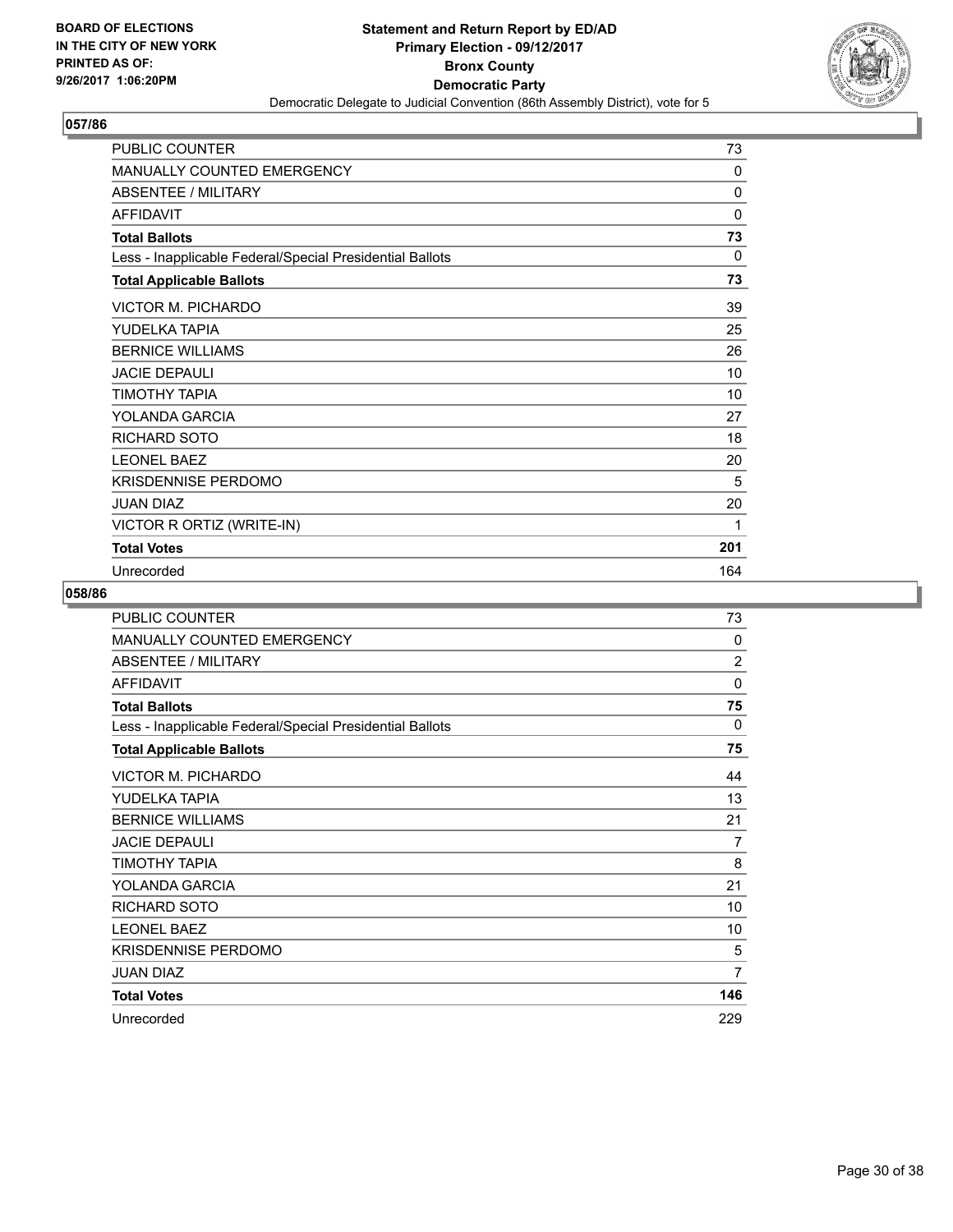BOARD OF ELECTIONS
IN THE CITY OF NEW YORK
PRINTED AS OF:
9/26/2017 1:06:20PM

**Statement and Return Report by ED/AD**
**Primary Election - 09/12/2017**
**Bronx County**
**Democratic Party**
Democratic Delegate to Judicial Convention (86th Assembly District), vote for 5

## 057/86

| | |
|---|---|
| PUBLIC COUNTER | 73 |
| MANUALLY COUNTED EMERGENCY | 0 |
| ABSENTEE / MILITARY | 0 |
| AFFIDAVIT | 0 |
| **Total Ballots** | **73** |
| Less - Inapplicable Federal/Special Presidential Ballots | 0 |
| **Total Applicable Ballots** | **73** |
| VICTOR M. PICHARDO | 39 |
| YUDELKA TAPIA | 25 |
| BERNICE WILLIAMS | 26 |
| JACIE DEPAULI | 10 |
| TIMOTHY TAPIA | 10 |
| YOLANDA GARCIA | 27 |
| RICHARD SOTO | 18 |
| LEONEL BAEZ | 20 |
| KRISDENNISE PERDOMO | 5 |
| JUAN DIAZ | 20 |
| VICTOR R ORTIZ (WRITE-IN) | 1 |
| **Total Votes** | **201** |
| Unrecorded | 164 |

## 058/86

| | |
|---|---|
| PUBLIC COUNTER | 73 |
| MANUALLY COUNTED EMERGENCY | 0 |
| ABSENTEE / MILITARY | 2 |
| AFFIDAVIT | 0 |
| **Total Ballots** | **75** |
| Less - Inapplicable Federal/Special Presidential Ballots | 0 |
| **Total Applicable Ballots** | **75** |
| VICTOR M. PICHARDO | 44 |
| YUDELKA TAPIA | 13 |
| BERNICE WILLIAMS | 21 |
| JACIE DEPAULI | 7 |
| TIMOTHY TAPIA | 8 |
| YOLANDA GARCIA | 21 |
| RICHARD SOTO | 10 |
| LEONEL BAEZ | 10 |
| KRISDENNISE PERDOMO | 5 |
| JUAN DIAZ | 7 |
| **Total Votes** | **146** |
| Unrecorded | 229 |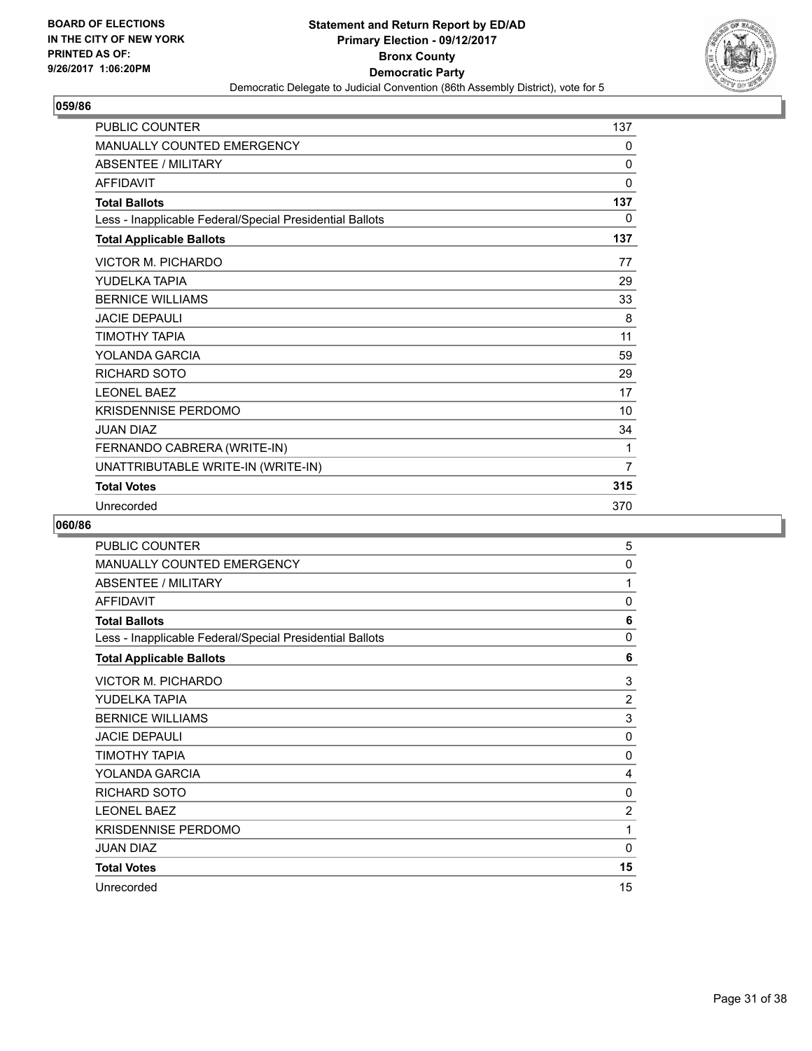BOARD OF ELECTIONS
IN THE CITY OF NEW YORK
PRINTED AS OF:
9/26/2017 1:06:20PM

**Statement and Return Report by ED/AD**
**Primary Election - 09/12/2017**
**Bronx County**
**Democratic Party**
Democratic Delegate to Judicial Convention (86th Assembly District), vote for 5

## 059/86

| | |
|---|---|
| PUBLIC COUNTER | 137 |
| MANUALLY COUNTED EMERGENCY | 0 |
| ABSENTEE / MILITARY | 0 |
| AFFIDAVIT | 0 |
| **Total Ballots** | **137** |
| Less - Inapplicable Federal/Special Presidential Ballots | 0 |
| **Total Applicable Ballots** | **137** |
| VICTOR M. PICHARDO | 77 |
| YUDELKA TAPIA | 29 |
| BERNICE WILLIAMS | 33 |
| JACIE DEPAULI | 8 |
| TIMOTHY TAPIA | 11 |
| YOLANDA GARCIA | 59 |
| RICHARD SOTO | 29 |
| LEONEL BAEZ | 17 |
| KRISDENNISE PERDOMO | 10 |
| JUAN DIAZ | 34 |
| FERNANDO CABRERA (WRITE-IN) | 1 |
| UNATTRIBUTABLE WRITE-IN (WRITE-IN) | 7 |
| **Total Votes** | **315** |
| Unrecorded | 370 |

## 060/86

| | |
|---|---|
| PUBLIC COUNTER | 5 |
| MANUALLY COUNTED EMERGENCY | 0 |
| ABSENTEE / MILITARY | 1 |
| AFFIDAVIT | 0 |
| **Total Ballots** | **6** |
| Less - Inapplicable Federal/Special Presidential Ballots | 0 |
| **Total Applicable Ballots** | **6** |
| VICTOR M. PICHARDO | 3 |
| YUDELKA TAPIA | 2 |
| BERNICE WILLIAMS | 3 |
| JACIE DEPAULI | 0 |
| TIMOTHY TAPIA | 0 |
| YOLANDA GARCIA | 4 |
| RICHARD SOTO | 0 |
| LEONEL BAEZ | 2 |
| KRISDENNISE PERDOMO | 1 |
| JUAN DIAZ | 0 |
| **Total Votes** | **15** |
| Unrecorded | 15 |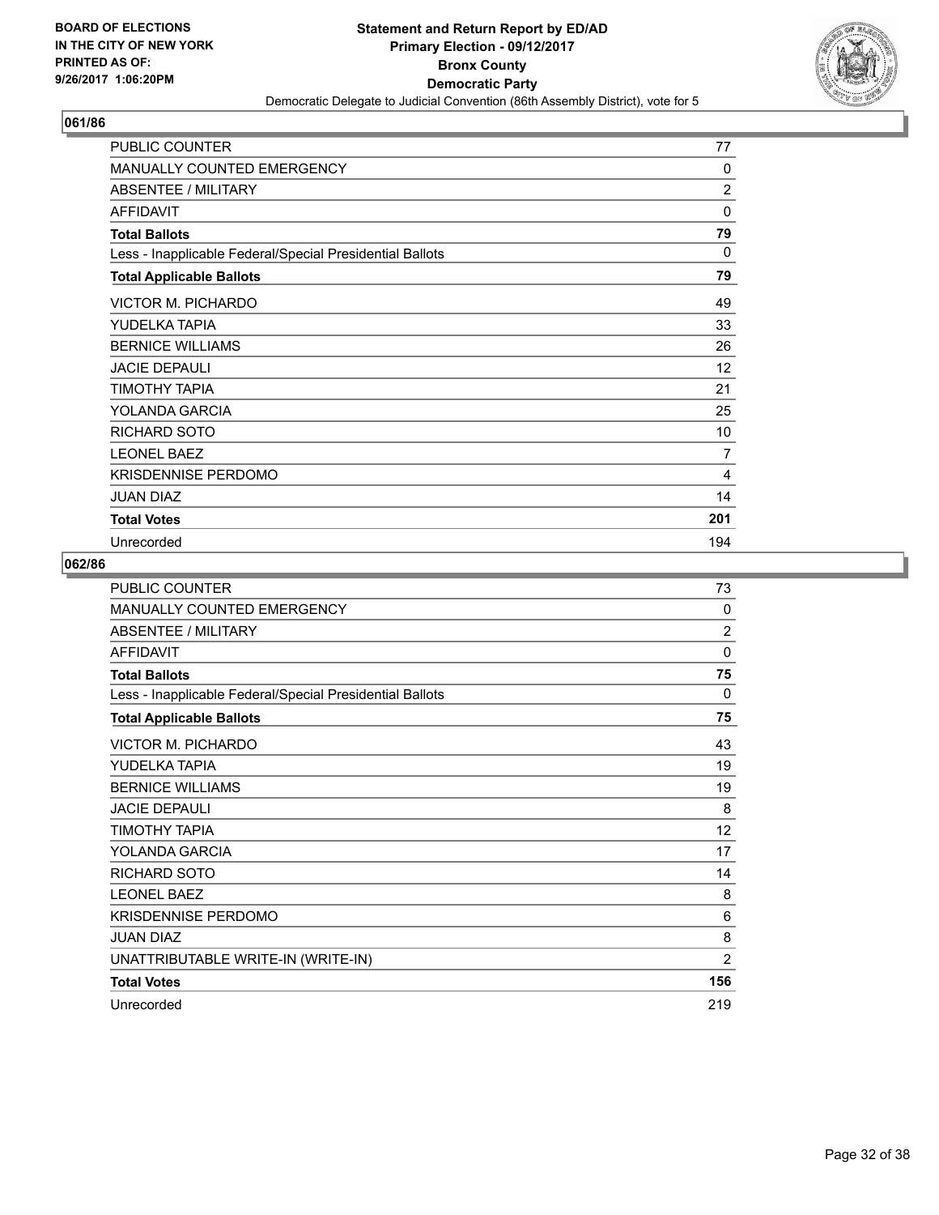**BOARD OF ELECTIONS IN THE CITY OF NEW YORK PRINTED AS OF: 9/26/2017 1:06:20PM**

**Statement and Return Report by ED/AD Primary Election - 09/12/2017 Bronx County Democratic Party**

Democratic Delegate to Judicial Convention (86th Assembly District), vote for 5

## 061/86

| | |
|---|---|
| PUBLIC COUNTER | 77 |
| MANUALLY COUNTED EMERGENCY | 0 |
| ABSENTEE / MILITARY | 2 |
| AFFIDAVIT | 0 |
| **Total Ballots** | **79** |
| Less - Inapplicable Federal/Special Presidential Ballots | 0 |
| **Total Applicable Ballots** | **79** |
| VICTOR M. PICHARDO | 49 |
| YUDELKA TAPIA | 33 |
| BERNICE WILLIAMS | 26 |
| JACIE DEPAULI | 12 |
| TIMOTHY TAPIA | 21 |
| YOLANDA GARCIA | 25 |
| RICHARD SOTO | 10 |
| LEONEL BAEZ | 7 |
| KRISDENNISE PERDOMO | 4 |
| JUAN DIAZ | 14 |
| **Total Votes** | **201** |
| Unrecorded | 194 |

## 062/86

| | |
|---|---|
| PUBLIC COUNTER | 73 |
| MANUALLY COUNTED EMERGENCY | 0 |
| ABSENTEE / MILITARY | 2 |
| AFFIDAVIT | 0 |
| **Total Ballots** | **75** |
| Less - Inapplicable Federal/Special Presidential Ballots | 0 |
| **Total Applicable Ballots** | **75** |
| VICTOR M. PICHARDO | 43 |
| YUDELKA TAPIA | 19 |
| BERNICE WILLIAMS | 19 |
| JACIE DEPAULI | 8 |
| TIMOTHY TAPIA | 12 |
| YOLANDA GARCIA | 17 |
| RICHARD SOTO | 14 |
| LEONEL BAEZ | 8 |
| KRISDENNISE PERDOMO | 6 |
| JUAN DIAZ | 8 |
| UNATTRIBUTABLE WRITE-IN (WRITE-IN) | 2 |
| **Total Votes** | **156** |
| Unrecorded | 219 |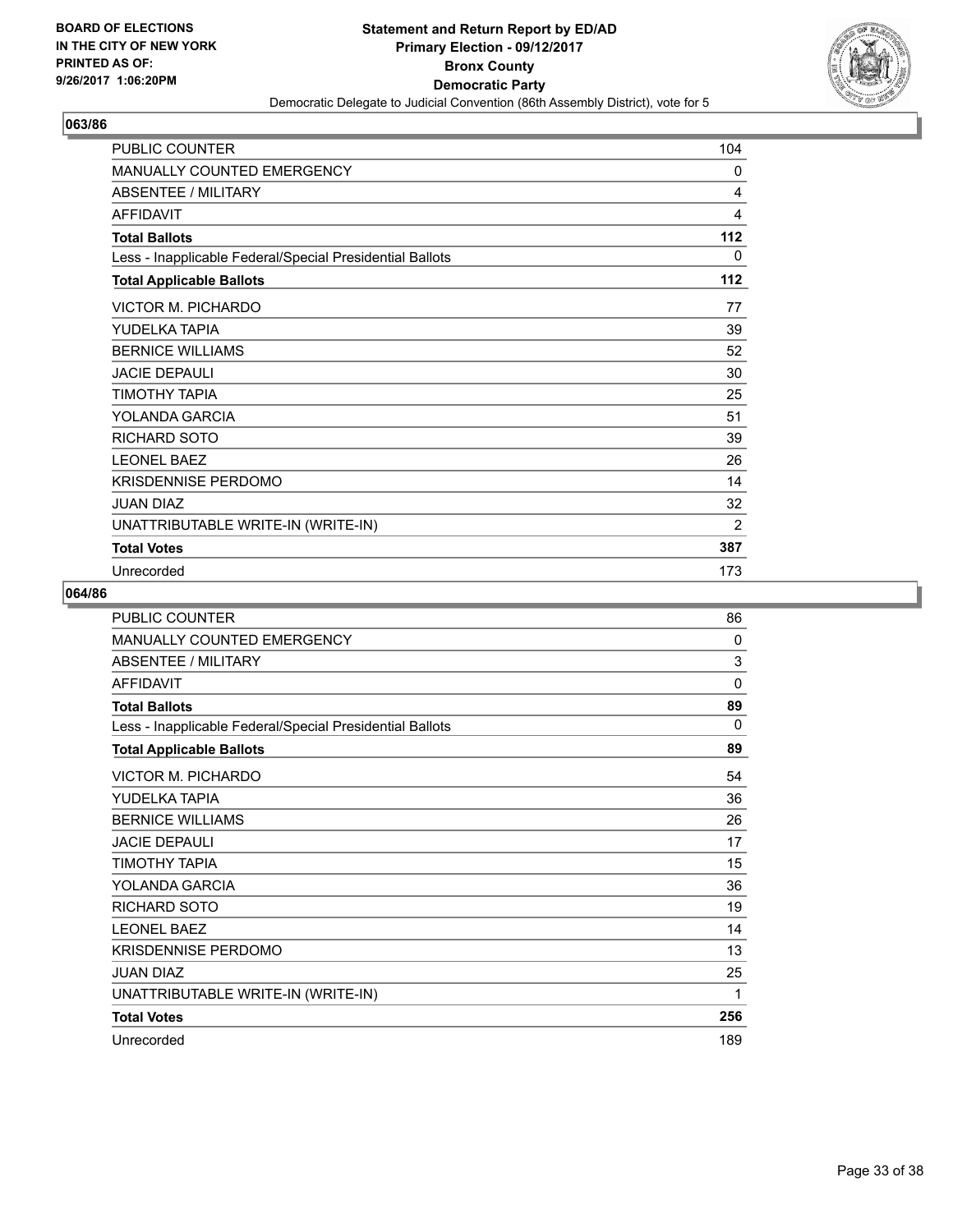BOARD OF ELECTIONS
IN THE CITY OF NEW YORK
PRINTED AS OF:
9/26/2017 1:06:20PM

**Statement and Return Report by ED/AD**
**Primary Election - 09/12/2017**
**Bronx County**
**Democratic Party**
Democratic Delegate to Judicial Convention (86th Assembly District), vote for 5

## 063/86

| | |
|---|---|
| PUBLIC COUNTER | 104 |
| MANUALLY COUNTED EMERGENCY | 0 |
| ABSENTEE / MILITARY | 4 |
| AFFIDAVIT | 4 |
| **Total Ballots** | **112** |
| Less - Inapplicable Federal/Special Presidential Ballots | 0 |
| **Total Applicable Ballots** | **112** |
| VICTOR M. PICHARDO | 77 |
| YUDELKA TAPIA | 39 |
| BERNICE WILLIAMS | 52 |
| JACIE DEPAULI | 30 |
| TIMOTHY TAPIA | 25 |
| YOLANDA GARCIA | 51 |
| RICHARD SOTO | 39 |
| LEONEL BAEZ | 26 |
| KRISDENNISE PERDOMO | 14 |
| JUAN DIAZ | 32 |
| UNATTRIBUTABLE WRITE-IN (WRITE-IN) | 2 |
| **Total Votes** | **387** |
| Unrecorded | 173 |

## 064/86

| | |
|---|---|
| PUBLIC COUNTER | 86 |
| MANUALLY COUNTED EMERGENCY | 0 |
| ABSENTEE / MILITARY | 3 |
| AFFIDAVIT | 0 |
| **Total Ballots** | **89** |
| Less - Inapplicable Federal/Special Presidential Ballots | 0 |
| **Total Applicable Ballots** | **89** |
| VICTOR M. PICHARDO | 54 |
| YUDELKA TAPIA | 36 |
| BERNICE WILLIAMS | 26 |
| JACIE DEPAULI | 17 |
| TIMOTHY TAPIA | 15 |
| YOLANDA GARCIA | 36 |
| RICHARD SOTO | 19 |
| LEONEL BAEZ | 14 |
| KRISDENNISE PERDOMO | 13 |
| JUAN DIAZ | 25 |
| UNATTRIBUTABLE WRITE-IN (WRITE-IN) | 1 |
| **Total Votes** | **256** |
| Unrecorded | 189 |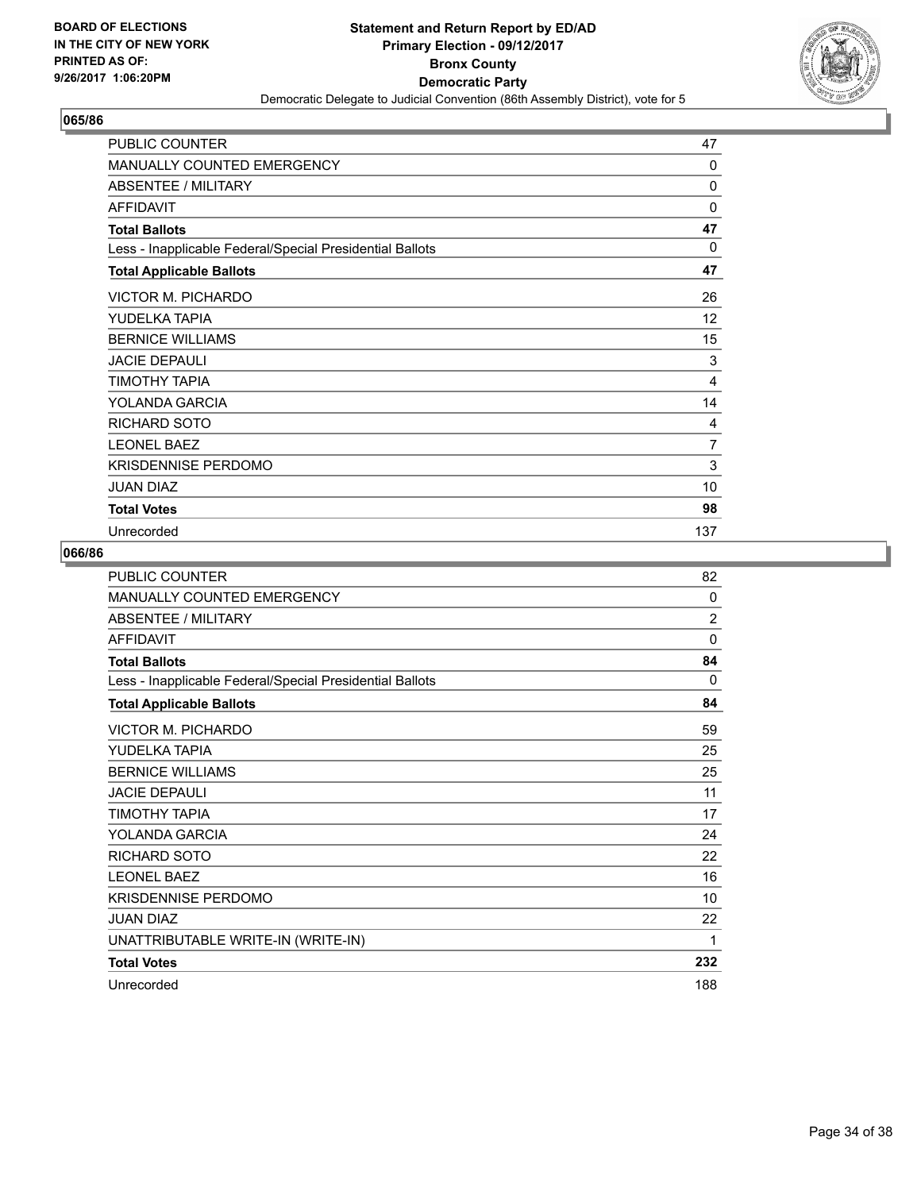BOARD OF ELECTIONS
IN THE CITY OF NEW YORK
PRINTED AS OF:
9/26/2017 1:06:20PM

**Statement and Return Report by ED/AD**
**Primary Election - 09/12/2017**
**Bronx County**
**Democratic Party**
Democratic Delegate to Judicial Convention (86th Assembly District), vote for 5

## 065/86

| | |
|---|---|
| PUBLIC COUNTER | 47 |
| MANUALLY COUNTED EMERGENCY | 0 |
| ABSENTEE / MILITARY | 0 |
| AFFIDAVIT | 0 |
| **Total Ballots** | **47** |
| Less - Inapplicable Federal/Special Presidential Ballots | 0 |
| **Total Applicable Ballots** | **47** |
| VICTOR M. PICHARDO | 26 |
| YUDELKA TAPIA | 12 |
| BERNICE WILLIAMS | 15 |
| JACIE DEPAULI | 3 |
| TIMOTHY TAPIA | 4 |
| YOLANDA GARCIA | 14 |
| RICHARD SOTO | 4 |
| LEONEL BAEZ | 7 |
| KRISDENNISE PERDOMO | 3 |
| JUAN DIAZ | 10 |
| **Total Votes** | **98** |
| Unrecorded | 137 |

## 066/86

| | |
|---|---|
| PUBLIC COUNTER | 82 |
| MANUALLY COUNTED EMERGENCY | 0 |
| ABSENTEE / MILITARY | 2 |
| AFFIDAVIT | 0 |
| **Total Ballots** | **84** |
| Less - Inapplicable Federal/Special Presidential Ballots | 0 |
| **Total Applicable Ballots** | **84** |
| VICTOR M. PICHARDO | 59 |
| YUDELKA TAPIA | 25 |
| BERNICE WILLIAMS | 25 |
| JACIE DEPAULI | 11 |
| TIMOTHY TAPIA | 17 |
| YOLANDA GARCIA | 24 |
| RICHARD SOTO | 22 |
| LEONEL BAEZ | 16 |
| KRISDENNISE PERDOMO | 10 |
| JUAN DIAZ | 22 |
| UNATTRIBUTABLE WRITE-IN (WRITE-IN) | 1 |
| **Total Votes** | **232** |
| Unrecorded | 188 |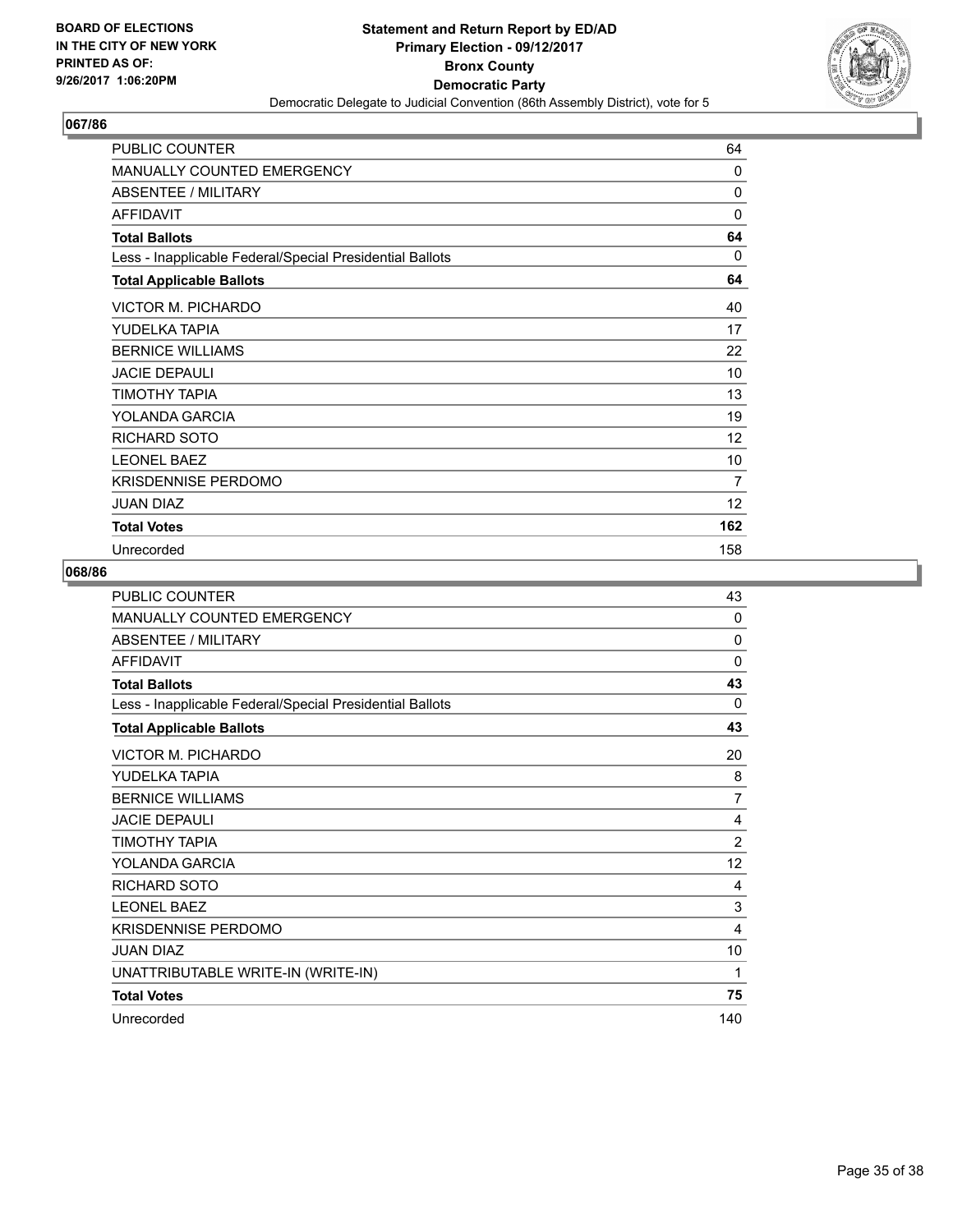## 067/86

| | |
|---|---|
| PUBLIC COUNTER | 64 |
| MANUALLY COUNTED EMERGENCY | 0 |
| ABSENTEE / MILITARY | 0 |
| AFFIDAVIT | 0 |
| **Total Ballots** | **64** |
| Less - Inapplicable Federal/Special Presidential Ballots | 0 |
| **Total Applicable Ballots** | **64** |
| VICTOR M. PICHARDO | 40 |
| YUDELKA TAPIA | 17 |
| BERNICE WILLIAMS | 22 |
| JACIE DEPAULI | 10 |
| TIMOTHY TAPIA | 13 |
| YOLANDA GARCIA | 19 |
| RICHARD SOTO | 12 |
| LEONEL BAEZ | 10 |
| KRISDENNISE PERDOMO | 7 |
| JUAN DIAZ | 12 |
| **Total Votes** | **162** |
| Unrecorded | 158 |

## 068/86

| | |
|---|---|
| PUBLIC COUNTER | 43 |
| MANUALLY COUNTED EMERGENCY | 0 |
| ABSENTEE / MILITARY | 0 |
| AFFIDAVIT | 0 |
| **Total Ballots** | **43** |
| Less - Inapplicable Federal/Special Presidential Ballots | 0 |
| **Total Applicable Ballots** | **43** |
| VICTOR M. PICHARDO | 20 |
| YUDELKA TAPIA | 8 |
| BERNICE WILLIAMS | 7 |
| JACIE DEPAULI | 4 |
| TIMOTHY TAPIA | 2 |
| YOLANDA GARCIA | 12 |
| RICHARD SOTO | 4 |
| LEONEL BAEZ | 3 |
| KRISDENNISE PERDOMO | 4 |
| JUAN DIAZ | 10 |
| UNATTRIBUTABLE WRITE-IN (WRITE-IN) | 1 |
| **Total Votes** | **75** |
| Unrecorded | 140 |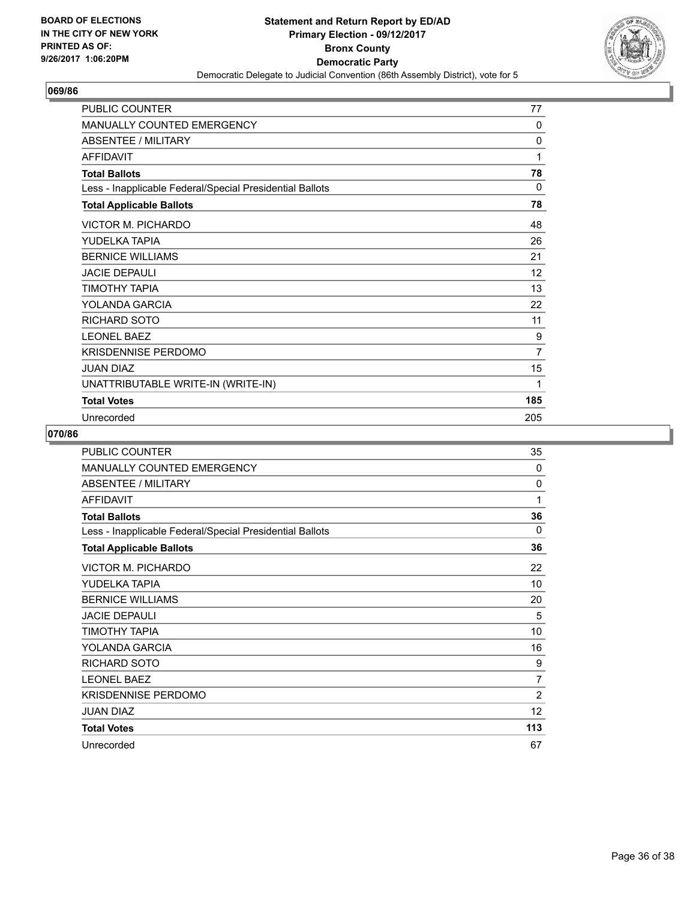**BOARD OF ELECTIONS IN THE CITY OF NEW YORK PRINTED AS OF: 9/26/2017 1:06:20PM**

**Statement and Return Report by ED/AD**
**Primary Election - 09/12/2017**
**Bronx County**
**Democratic Party**
Democratic Delegate to Judicial Convention (86th Assembly District), vote for 5

## 069/86

| | |
|---|---|
| PUBLIC COUNTER | 77 |
| MANUALLY COUNTED EMERGENCY | 0 |
| ABSENTEE / MILITARY | 0 |
| AFFIDAVIT | 1 |
| **Total Ballots** | **78** |
| Less - Inapplicable Federal/Special Presidential Ballots | 0 |
| **Total Applicable Ballots** | **78** |
| VICTOR M. PICHARDO | 48 |
| YUDELKA TAPIA | 26 |
| BERNICE WILLIAMS | 21 |
| JACIE DEPAULI | 12 |
| TIMOTHY TAPIA | 13 |
| YOLANDA GARCIA | 22 |
| RICHARD SOTO | 11 |
| LEONEL BAEZ | 9 |
| KRISDENNISE PERDOMO | 7 |
| JUAN DIAZ | 15 |
| UNATTRIBUTABLE WRITE-IN (WRITE-IN) | 1 |
| **Total Votes** | **185** |
| Unrecorded | 205 |

## 070/86

| | |
|---|---|
| PUBLIC COUNTER | 35 |
| MANUALLY COUNTED EMERGENCY | 0 |
| ABSENTEE / MILITARY | 0 |
| AFFIDAVIT | 1 |
| **Total Ballots** | **36** |
| Less - Inapplicable Federal/Special Presidential Ballots | 0 |
| **Total Applicable Ballots** | **36** |
| VICTOR M. PICHARDO | 22 |
| YUDELKA TAPIA | 10 |
| BERNICE WILLIAMS | 20 |
| JACIE DEPAULI | 5 |
| TIMOTHY TAPIA | 10 |
| YOLANDA GARCIA | 16 |
| RICHARD SOTO | 9 |
| LEONEL BAEZ | 7 |
| KRISDENNISE PERDOMO | 2 |
| JUAN DIAZ | 12 |
| **Total Votes** | **113** |
| Unrecorded | 67 |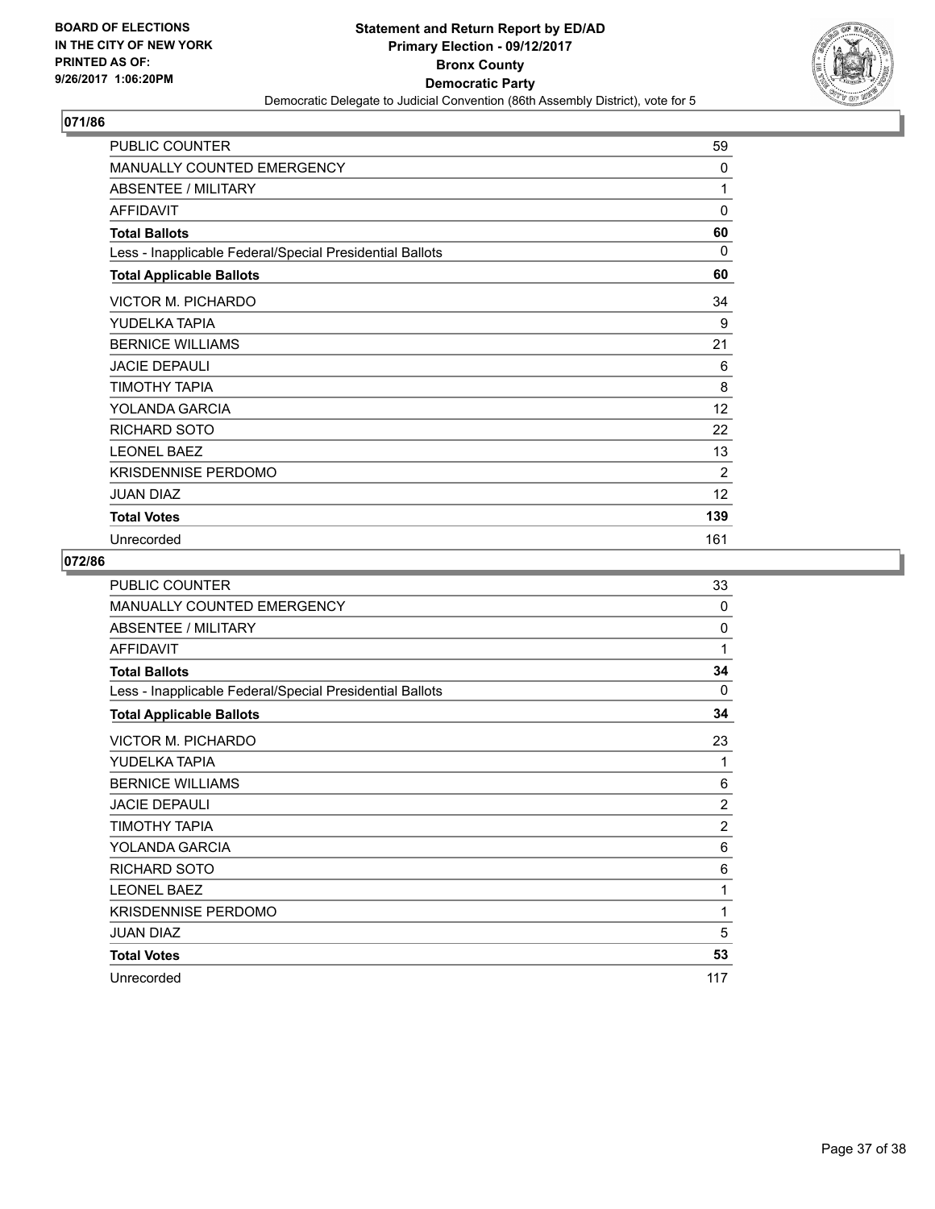**BOARD OF ELECTIONS IN THE CITY OF NEW YORK PRINTED AS OF: 9/26/2017 1:06:20PM**

**Statement and Return Report by ED/AD Primary Election - 09/12/2017 Bronx County Democratic Party**

Democratic Delegate to Judicial Convention (86th Assembly District), vote for 5

## 071/86

| | |
|---|---|
| PUBLIC COUNTER | 59 |
| MANUALLY COUNTED EMERGENCY | 0 |
| ABSENTEE / MILITARY | 1 |
| AFFIDAVIT | 0 |
| **Total Ballots** | **60** |
| Less - Inapplicable Federal/Special Presidential Ballots | 0 |
| **Total Applicable Ballots** | **60** |
| VICTOR M. PICHARDO | 34 |
| YUDELKA TAPIA | 9 |
| BERNICE WILLIAMS | 21 |
| JACIE DEPAULI | 6 |
| TIMOTHY TAPIA | 8 |
| YOLANDA GARCIA | 12 |
| RICHARD SOTO | 22 |
| LEONEL BAEZ | 13 |
| KRISDENNISE PERDOMO | 2 |
| JUAN DIAZ | 12 |
| **Total Votes** | **139** |
| Unrecorded | 161 |

## 072/86

| | |
|---|---|
| PUBLIC COUNTER | 33 |
| MANUALLY COUNTED EMERGENCY | 0 |
| ABSENTEE / MILITARY | 0 |
| AFFIDAVIT | 1 |
| **Total Ballots** | **34** |
| Less - Inapplicable Federal/Special Presidential Ballots | 0 |
| **Total Applicable Ballots** | **34** |
| VICTOR M. PICHARDO | 23 |
| YUDELKA TAPIA | 1 |
| BERNICE WILLIAMS | 6 |
| JACIE DEPAULI | 2 |
| TIMOTHY TAPIA | 2 |
| YOLANDA GARCIA | 6 |
| RICHARD SOTO | 6 |
| LEONEL BAEZ | 1 |
| KRISDENNISE PERDOMO | 1 |
| JUAN DIAZ | 5 |
| **Total Votes** | **53** |
| Unrecorded | 117 |